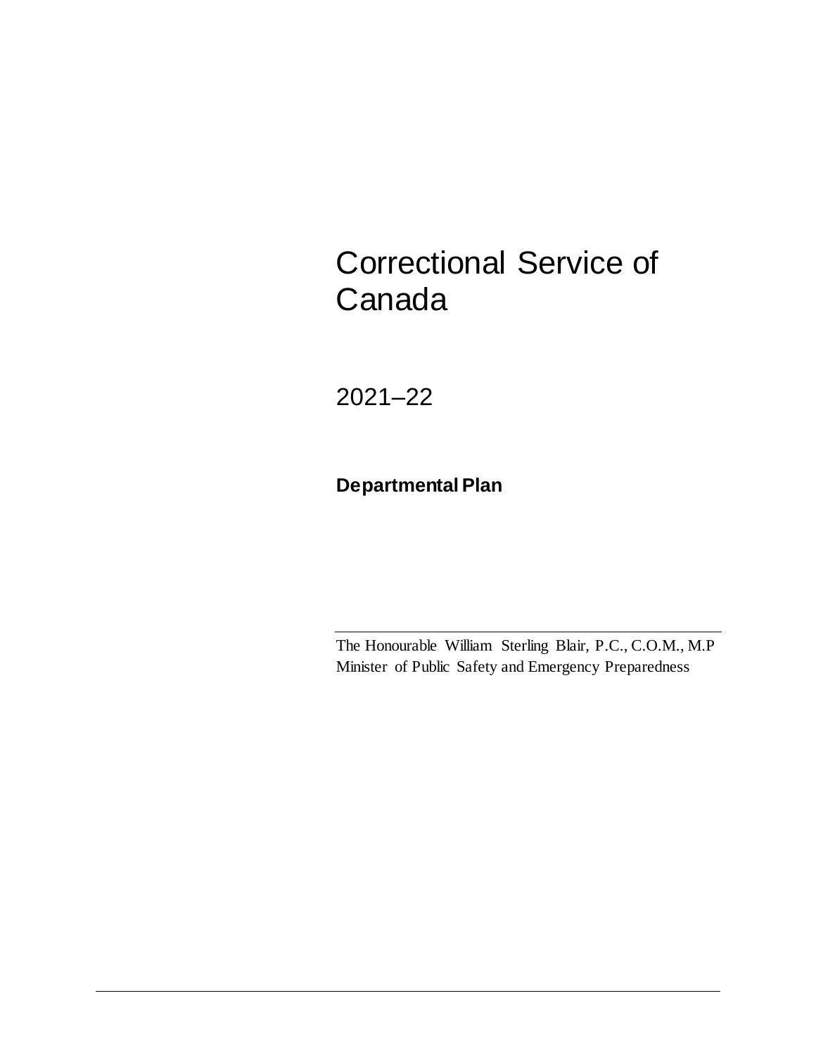# Correctional Service of Canada

2021–22

**Departmental Plan**

The Honourable William Sterling Blair, P.C., C.O.M., M.P
Minister of Public Safety and Emergency Preparedness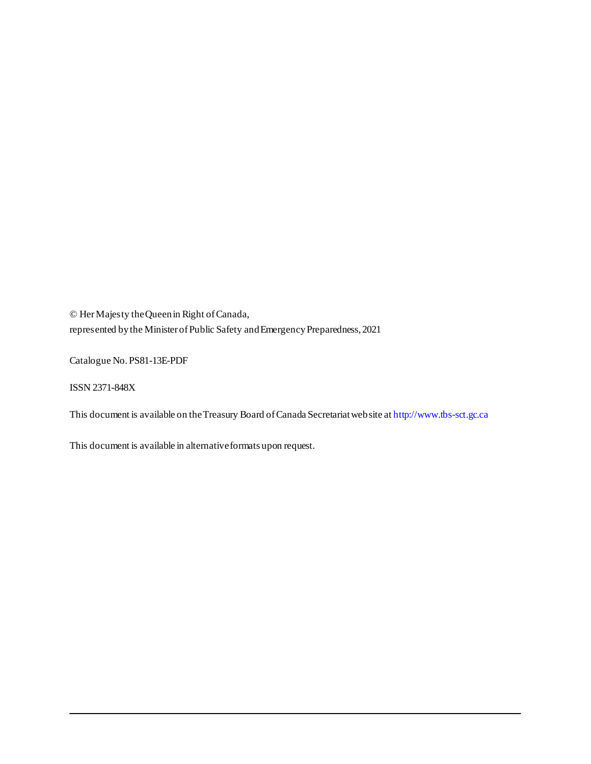© Her Majesty the Queen in Right of Canada,
represented by the Minister of Public Safety and Emergency Preparedness, 2021

Catalogue No. PS81-13E-PDF

ISSN 2371-848X

This document is available on the Treasury Board of Canada Secretariat website at http://www.tbs-sct.gc.ca

This document is available in alternative formats upon request.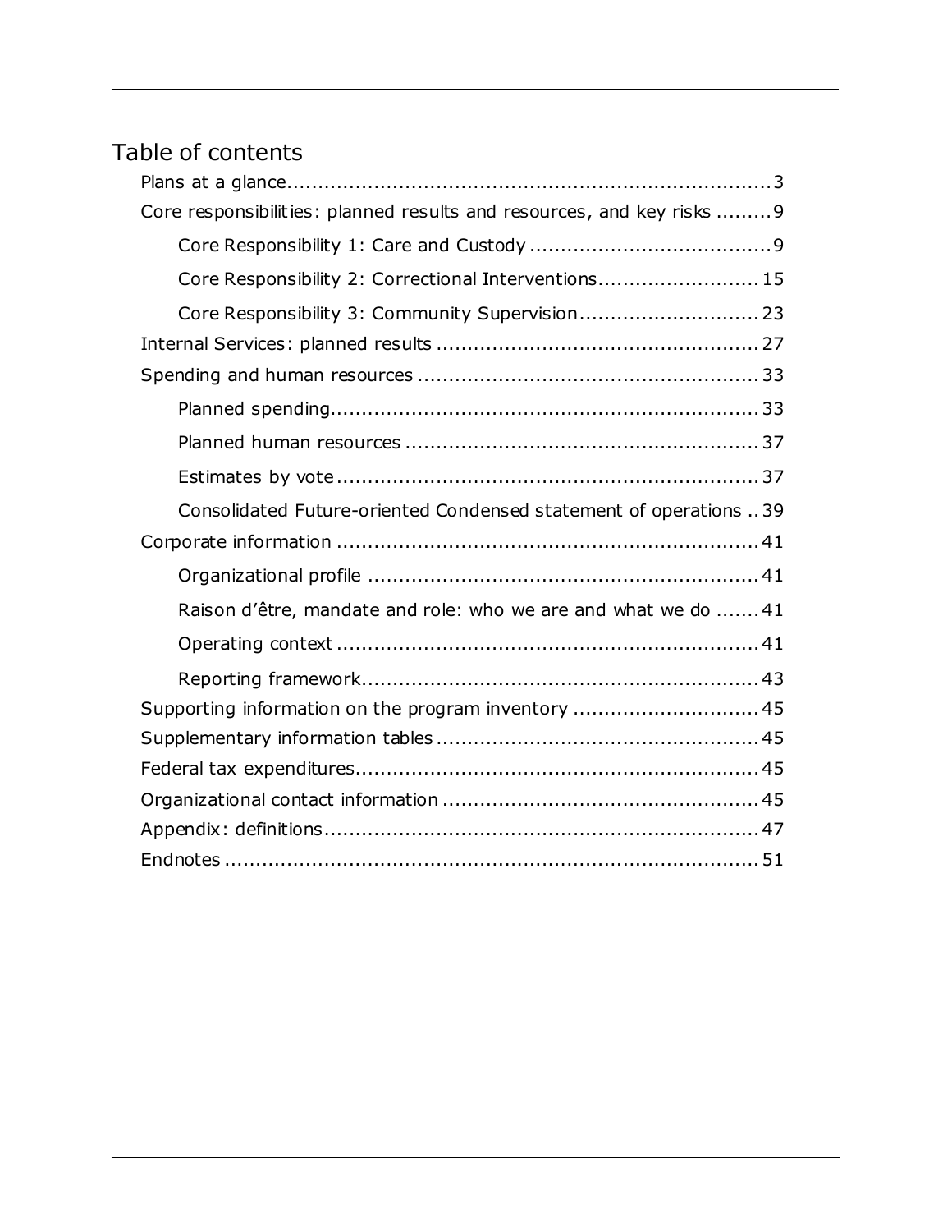# Table of contents

- Plans at a glance.............................................................................3
- Core responsibilities: planned results and resources, and key risks .........9
  - Core Responsibility 1: Care and Custody ......................................9
  - Core Responsibility 2: Correctional Interventions.........................15
  - Core Responsibility 3: Community Supervision............................23
- Internal Services: planned results ...................................................27
- Spending and human resources ......................................................33
  - Planned spending....................................................................33
  - Planned human resources ........................................................37
  - Estimates by vote ...................................................................37
  - Consolidated Future-oriented Condensed statement of operations ..39
- Corporate information ...................................................................41
  - Organizational profile ..............................................................41
  - Raison d'être, mandate and role: who we are and what we do .......41
  - Operating context ...................................................................41
  - Reporting framework...............................................................43
- Supporting information on the program inventory .............................45
- Supplementary information tables ...................................................45
- Federal tax expenditures................................................................45
- Organizational contact information ..................................................45
- Appendix: definitions.....................................................................47
- Endnotes .....................................................................................51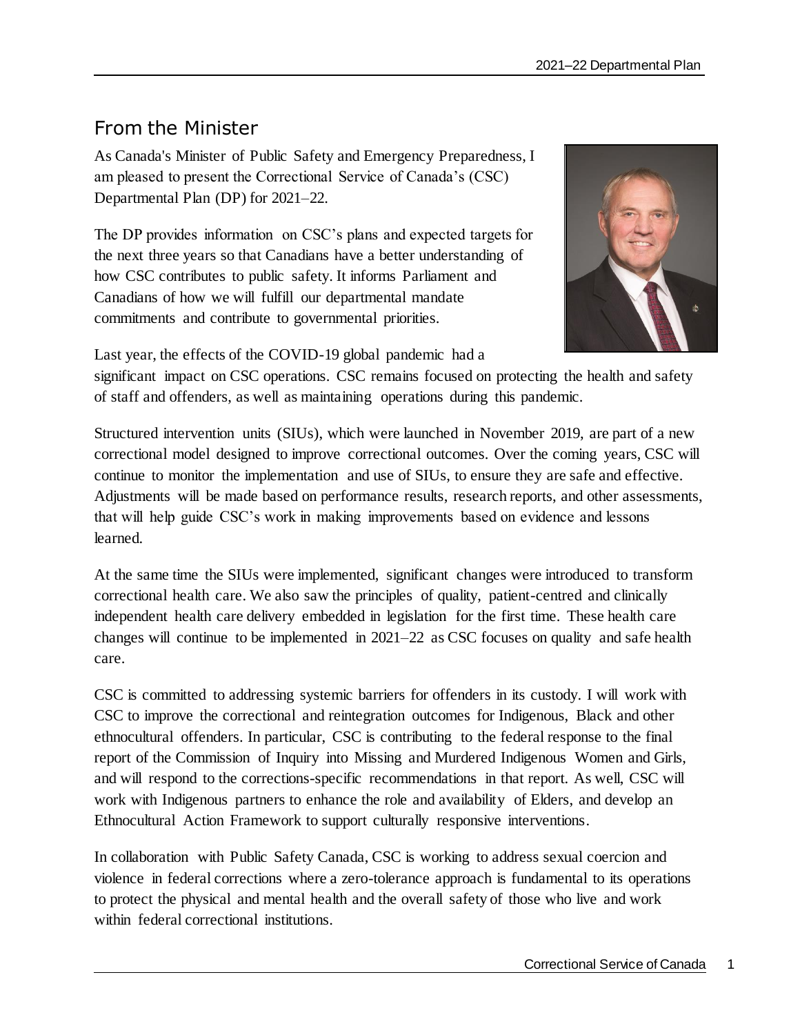## From the Minister

As Canada's Minister of Public Safety and Emergency Preparedness, I am pleased to present the Correctional Service of Canada's (CSC) Departmental Plan (DP) for 2021–22.

The DP provides information on CSC's plans and expected targets for the next three years so that Canadians have a better understanding of how CSC contributes to public safety. It informs Parliament and Canadians of how we will fulfill our departmental mandate commitments and contribute to governmental priorities.

Last year, the effects of the COVID-19 global pandemic had a significant impact on CSC operations. CSC remains focused on protecting the health and safety of staff and offenders, as well as maintaining operations during this pandemic.

Structured intervention units (SIUs), which were launched in November 2019, are part of a new correctional model designed to improve correctional outcomes. Over the coming years, CSC will continue to monitor the implementation and use of SIUs, to ensure they are safe and effective. Adjustments will be made based on performance results, research reports, and other assessments, that will help guide CSC's work in making improvements based on evidence and lessons learned.

At the same time the SIUs were implemented, significant changes were introduced to transform correctional health care. We also saw the principles of quality, patient-centred and clinically independent health care delivery embedded in legislation for the first time. These health care changes will continue to be implemented in 2021–22 as CSC focuses on quality and safe health care.

CSC is committed to addressing systemic barriers for offenders in its custody. I will work with CSC to improve the correctional and reintegration outcomes for Indigenous, Black and other ethnocultural offenders. In particular, CSC is contributing to the federal response to the final report of the Commission of Inquiry into Missing and Murdered Indigenous Women and Girls, and will respond to the corrections-specific recommendations in that report. As well, CSC will work with Indigenous partners to enhance the role and availability of Elders, and develop an Ethnocultural Action Framework to support culturally responsive interventions.

In collaboration with Public Safety Canada, CSC is working to address sexual coercion and violence in federal corrections where a zero-tolerance approach is fundamental to its operations to protect the physical and mental health and the overall safety of those who live and work within federal correctional institutions.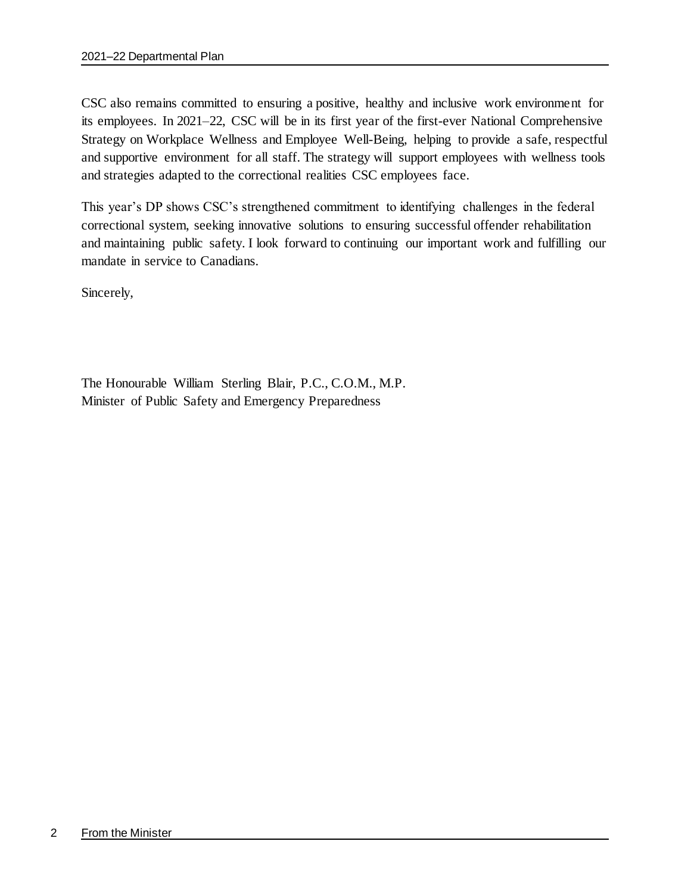CSC also remains committed to ensuring a positive, healthy and inclusive work environment for its employees. In 2021–22, CSC will be in its first year of the first-ever National Comprehensive Strategy on Workplace Wellness and Employee Well-Being, helping to provide a safe, respectful and supportive environment for all staff. The strategy will support employees with wellness tools and strategies adapted to the correctional realities CSC employees face.

This year's DP shows CSC's strengthened commitment to identifying challenges in the federal correctional system, seeking innovative solutions to ensuring successful offender rehabilitation and maintaining public safety. I look forward to continuing our important work and fulfilling our mandate in service to Canadians.

Sincerely,

The Honourable William Sterling Blair, P.C., C.O.M., M.P.
Minister of Public Safety and Emergency Preparedness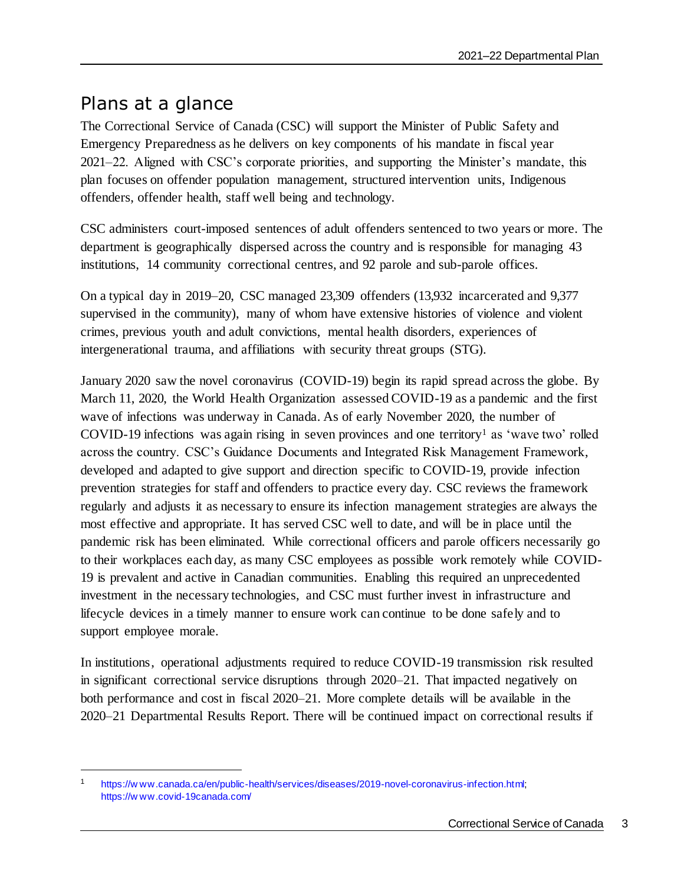## Plans at a glance

The Correctional Service of Canada (CSC) will support the Minister of Public Safety and Emergency Preparedness as he delivers on key components of his mandate in fiscal year 2021–22. Aligned with CSC's corporate priorities, and supporting the Minister's mandate, this plan focuses on offender population management, structured intervention units, Indigenous offenders, offender health, staff well being and technology.

CSC administers court-imposed sentences of adult offenders sentenced to two years or more. The department is geographically dispersed across the country and is responsible for managing 43 institutions, 14 community correctional centres, and 92 parole and sub-parole offices.

On a typical day in 2019–20, CSC managed 23,309 offenders (13,932 incarcerated and 9,377 supervised in the community), many of whom have extensive histories of violence and violent crimes, previous youth and adult convictions, mental health disorders, experiences of intergenerational trauma, and affiliations with security threat groups (STG).

January 2020 saw the novel coronavirus (COVID-19) begin its rapid spread across the globe. By March 11, 2020, the World Health Organization assessed COVID-19 as a pandemic and the first wave of infections was underway in Canada. As of early November 2020, the number of COVID-19 infections was again rising in seven provinces and one territory[1] as 'wave two' rolled across the country. CSC's Guidance Documents and Integrated Risk Management Framework, developed and adapted to give support and direction specific to COVID-19, provide infection prevention strategies for staff and offenders to practice every day. CSC reviews the framework regularly and adjusts it as necessary to ensure its infection management strategies are always the most effective and appropriate. It has served CSC well to date, and will be in place until the pandemic risk has been eliminated. While correctional officers and parole officers necessarily go to their workplaces each day, as many CSC employees as possible work remotely while COVID-19 is prevalent and active in Canadian communities. Enabling this required an unprecedented investment in the necessary technologies, and CSC must further invest in infrastructure and lifecycle devices in a timely manner to ensure work can continue to be done safely and to support employee morale.

In institutions, operational adjustments required to reduce COVID-19 transmission risk resulted in significant correctional service disruptions through 2020–21. That impacted negatively on both performance and cost in fiscal 2020–21. More complete details will be available in the 2020–21 Departmental Results Report. There will be continued impact on correctional results if

---

[1] https://www.canada.ca/en/public-health/services/diseases/2019-novel-coronavirus-infection.html; https://www.covid-19canada.com/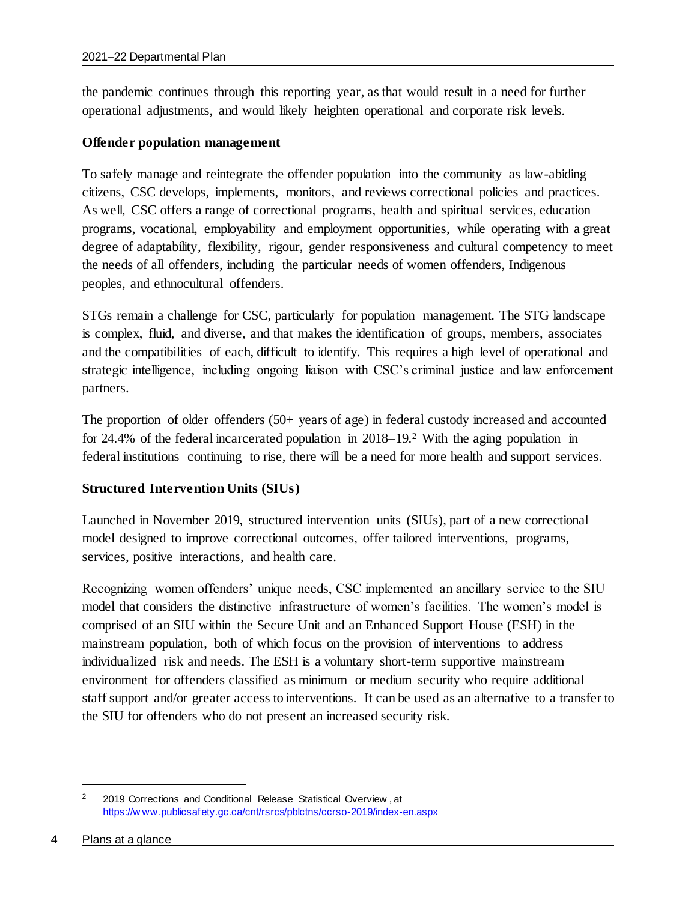the pandemic continues through this reporting year, as that would result in a need for further operational adjustments, and would likely heighten operational and corporate risk levels.

**Offender population management**

To safely manage and reintegrate the offender population into the community as law-abiding citizens, CSC develops, implements, monitors, and reviews correctional policies and practices. As well, CSC offers a range of correctional programs, health and spiritual services, education programs, vocational, employability and employment opportunities, while operating with a great degree of adaptability, flexibility, rigour, gender responsiveness and cultural competency to meet the needs of all offenders, including the particular needs of women offenders, Indigenous peoples, and ethnocultural offenders.

STGs remain a challenge for CSC, particularly for population management. The STG landscape is complex, fluid, and diverse, and that makes the identification of groups, members, associates and the compatibilities of each, difficult to identify. This requires a high level of operational and strategic intelligence, including ongoing liaison with CSC's criminal justice and law enforcement partners.

The proportion of older offenders (50+ years of age) in federal custody increased and accounted for 24.4% of the federal incarcerated population in 2018–19.[2] With the aging population in federal institutions continuing to rise, there will be a need for more health and support services.

**Structured Intervention Units (SIUs)**

Launched in November 2019, structured intervention units (SIUs), part of a new correctional model designed to improve correctional outcomes, offer tailored interventions, programs, services, positive interactions, and health care.

Recognizing women offenders' unique needs, CSC implemented an ancillary service to the SIU model that considers the distinctive infrastructure of women's facilities. The women's model is comprised of an SIU within the Secure Unit and an Enhanced Support House (ESH) in the mainstream population, both of which focus on the provision of interventions to address individualized risk and needs. The ESH is a voluntary short-term supportive mainstream environment for offenders classified as minimum or medium security who require additional staff support and/or greater access to interventions. It can be used as an alternative to a transfer to the SIU for offenders who do not present an increased security risk.

---

[2] 2019 Corrections and Conditional Release Statistical Overview, at https://www.publicsafety.gc.ca/cnt/rsrcs/pblctns/ccrso-2019/index-en.aspx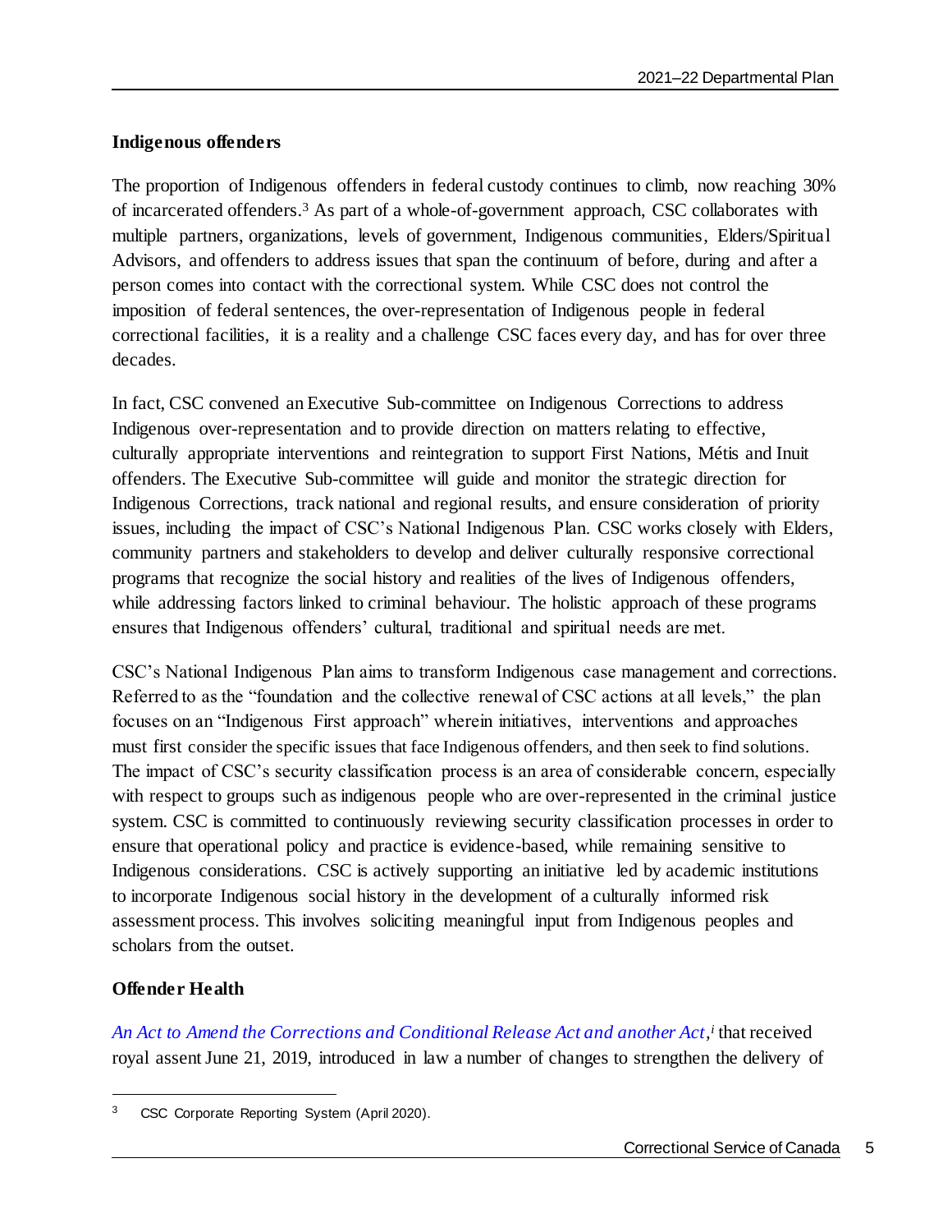**Indigenous offenders**

The proportion of Indigenous offenders in federal custody continues to climb, now reaching 30% of incarcerated offenders.[3] As part of a whole-of-government approach, CSC collaborates with multiple partners, organizations, levels of government, Indigenous communities, Elders/Spiritual Advisors, and offenders to address issues that span the continuum of before, during and after a person comes into contact with the correctional system. While CSC does not control the imposition of federal sentences, the over-representation of Indigenous people in federal correctional facilities, it is a reality and a challenge CSC faces every day, and has for over three decades.

In fact, CSC convened an Executive Sub-committee on Indigenous Corrections to address Indigenous over-representation and to provide direction on matters relating to effective, culturally appropriate interventions and reintegration to support First Nations, Métis and Inuit offenders. The Executive Sub-committee will guide and monitor the strategic direction for Indigenous Corrections, track national and regional results, and ensure consideration of priority issues, including the impact of CSC's National Indigenous Plan. CSC works closely with Elders, community partners and stakeholders to develop and deliver culturally responsive correctional programs that recognize the social history and realities of the lives of Indigenous offenders, while addressing factors linked to criminal behaviour. The holistic approach of these programs ensures that Indigenous offenders' cultural, traditional and spiritual needs are met.

CSC's National Indigenous Plan aims to transform Indigenous case management and corrections. Referred to as the "foundation and the collective renewal of CSC actions at all levels," the plan focuses on an "Indigenous First approach" wherein initiatives, interventions and approaches must first consider the specific issues that face Indigenous offenders, and then seek to find solutions. The impact of CSC's security classification process is an area of considerable concern, especially with respect to groups such as indigenous people who are over-represented in the criminal justice system. CSC is committed to continuously reviewing security classification processes in order to ensure that operational policy and practice is evidence-based, while remaining sensitive to Indigenous considerations. CSC is actively supporting an initiative led by academic institutions to incorporate Indigenous social history in the development of a culturally informed risk assessment process. This involves soliciting meaningful input from Indigenous peoples and scholars from the outset.

**Offender Health**

*An Act to Amend the Corrections and Conditional Release Act and another Act,*[i] that received royal assent June 21, 2019, introduced in law a number of changes to strengthen the delivery of

---

[3] CSC Corporate Reporting System (April 2020).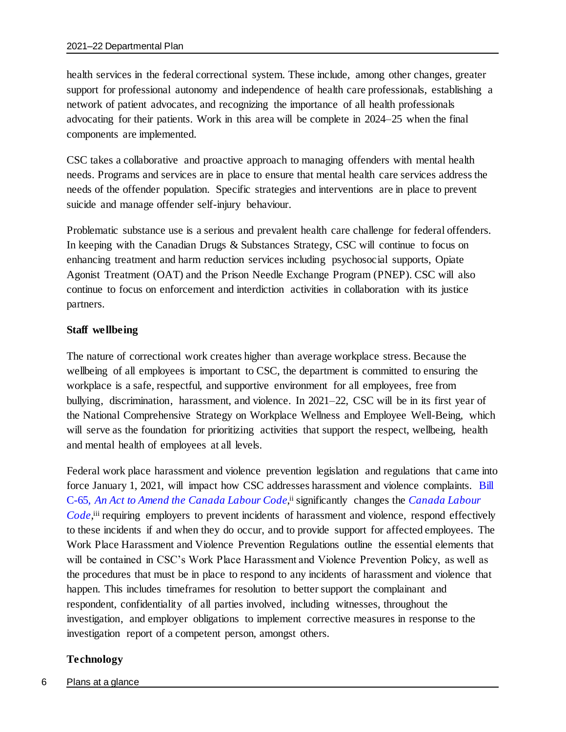health services in the federal correctional system. These include, among other changes, greater support for professional autonomy and independence of health care professionals, establishing a network of patient advocates, and recognizing the importance of all health professionals advocating for their patients. Work in this area will be complete in 2024–25 when the final components are implemented.

CSC takes a collaborative and proactive approach to managing offenders with mental health needs. Programs and services are in place to ensure that mental health care services address the needs of the offender population. Specific strategies and interventions are in place to prevent suicide and manage offender self-injury behaviour.

Problematic substance use is a serious and prevalent health care challenge for federal offenders. In keeping with the Canadian Drugs & Substances Strategy, CSC will continue to focus on enhancing treatment and harm reduction services including psychosocial supports, Opiate Agonist Treatment (OAT) and the Prison Needle Exchange Program (PNEP). CSC will also continue to focus on enforcement and interdiction activities in collaboration with its justice partners.

**Staff wellbeing**

The nature of correctional work creates higher than average workplace stress. Because the wellbeing of all employees is important to CSC, the department is committed to ensuring the workplace is a safe, respectful, and supportive environment for all employees, free from bullying, discrimination, harassment, and violence. In 2021–22, CSC will be in its first year of the National Comprehensive Strategy on Workplace Wellness and Employee Well-Being, which will serve as the foundation for prioritizing activities that support the respect, wellbeing, health and mental health of employees at all levels.

Federal work place harassment and violence prevention legislation and regulations that came into force January 1, 2021, will impact how CSC addresses harassment and violence complaints. Bill C-65, *An Act to Amend the Canada Labour Code*,[ii] significantly changes the *Canada Labour Code*,[iii] requiring employers to prevent incidents of harassment and violence, respond effectively to these incidents if and when they do occur, and to provide support for affected employees. The Work Place Harassment and Violence Prevention Regulations outline the essential elements that will be contained in CSC's Work Place Harassment and Violence Prevention Policy, as well as the procedures that must be in place to respond to any incidents of harassment and violence that happen. This includes timeframes for resolution to better support the complainant and respondent, confidentiality of all parties involved, including witnesses, throughout the investigation, and employer obligations to implement corrective measures in response to the investigation report of a competent person, amongst others.

**Technology**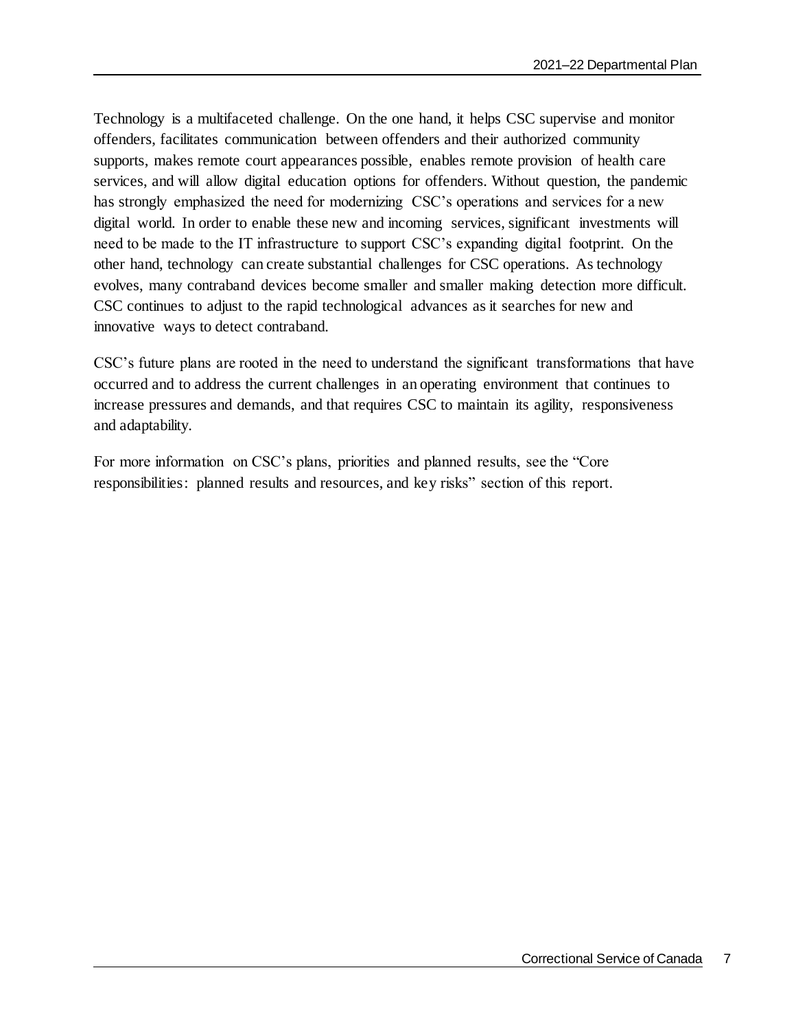Technology is a multifaceted challenge. On the one hand, it helps CSC supervise and monitor offenders, facilitates communication between offenders and their authorized community supports, makes remote court appearances possible, enables remote provision of health care services, and will allow digital education options for offenders. Without question, the pandemic has strongly emphasized the need for modernizing CSC's operations and services for a new digital world. In order to enable these new and incoming services, significant investments will need to be made to the IT infrastructure to support CSC's expanding digital footprint. On the other hand, technology can create substantial challenges for CSC operations. As technology evolves, many contraband devices become smaller and smaller making detection more difficult. CSC continues to adjust to the rapid technological advances as it searches for new and innovative ways to detect contraband.

CSC's future plans are rooted in the need to understand the significant transformations that have occurred and to address the current challenges in an operating environment that continues to increase pressures and demands, and that requires CSC to maintain its agility, responsiveness and adaptability.

For more information on CSC's plans, priorities and planned results, see the "Core responsibilities: planned results and resources, and key risks" section of this report.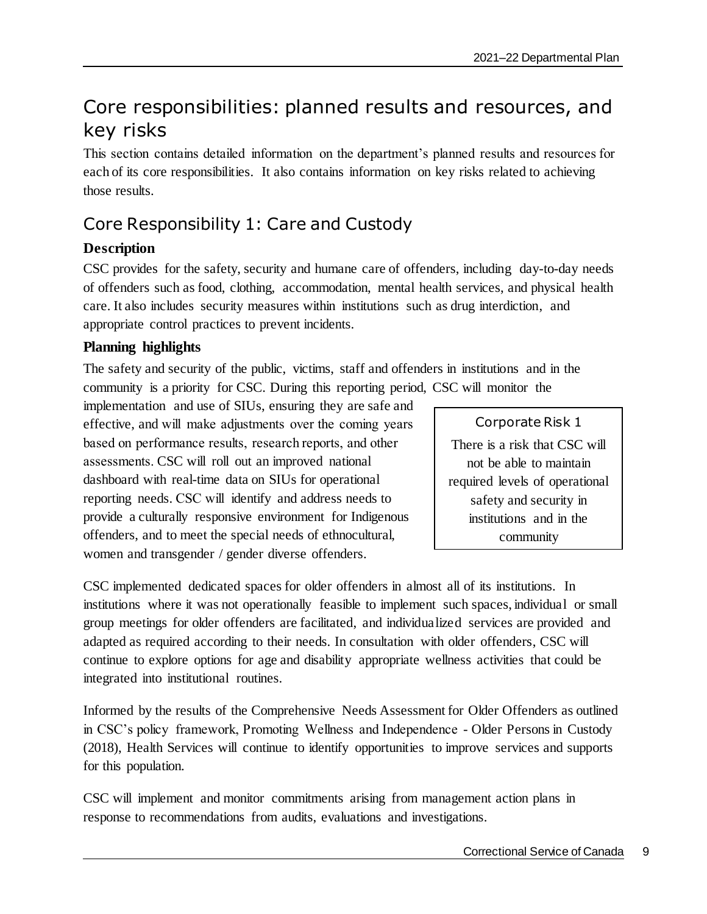# Core responsibilities: planned results and resources, and key risks

This section contains detailed information on the department's planned results and resources for each of its core responsibilities. It also contains information on key risks related to achieving those results.

## Core Responsibility 1: Care and Custody

### Description

CSC provides for the safety, security and humane care of offenders, including day-to-day needs of offenders such as food, clothing, accommodation, mental health services, and physical health care. It also includes security measures within institutions such as drug interdiction, and appropriate control practices to prevent incidents.

### Planning highlights

The safety and security of the public, victims, staff and offenders in institutions and in the community is a priority for CSC. During this reporting period, CSC will monitor the implementation and use of SIUs, ensuring they are safe and effective, and will make adjustments over the coming years based on performance results, research reports, and other assessments. CSC will roll out an improved national dashboard with real-time data on SIUs for operational reporting needs. CSC will identify and address needs to provide a culturally responsive environment for Indigenous offenders, and to meet the special needs of ethnocultural, women and transgender / gender diverse offenders.

> **Corporate Risk 1**
>
> There is a risk that CSC will not be able to maintain required levels of operational safety and security in institutions and in the community

CSC implemented dedicated spaces for older offenders in almost all of its institutions. In institutions where it was not operationally feasible to implement such spaces, individual or small group meetings for older offenders are facilitated, and individualized services are provided and adapted as required according to their needs. In consultation with older offenders, CSC will continue to explore options for age and disability appropriate wellness activities that could be integrated into institutional routines.

Informed by the results of the Comprehensive Needs Assessment for Older Offenders as outlined in CSC's policy framework, Promoting Wellness and Independence - Older Persons in Custody (2018), Health Services will continue to identify opportunities to improve services and supports for this population.

CSC will implement and monitor commitments arising from management action plans in response to recommendations from audits, evaluations and investigations.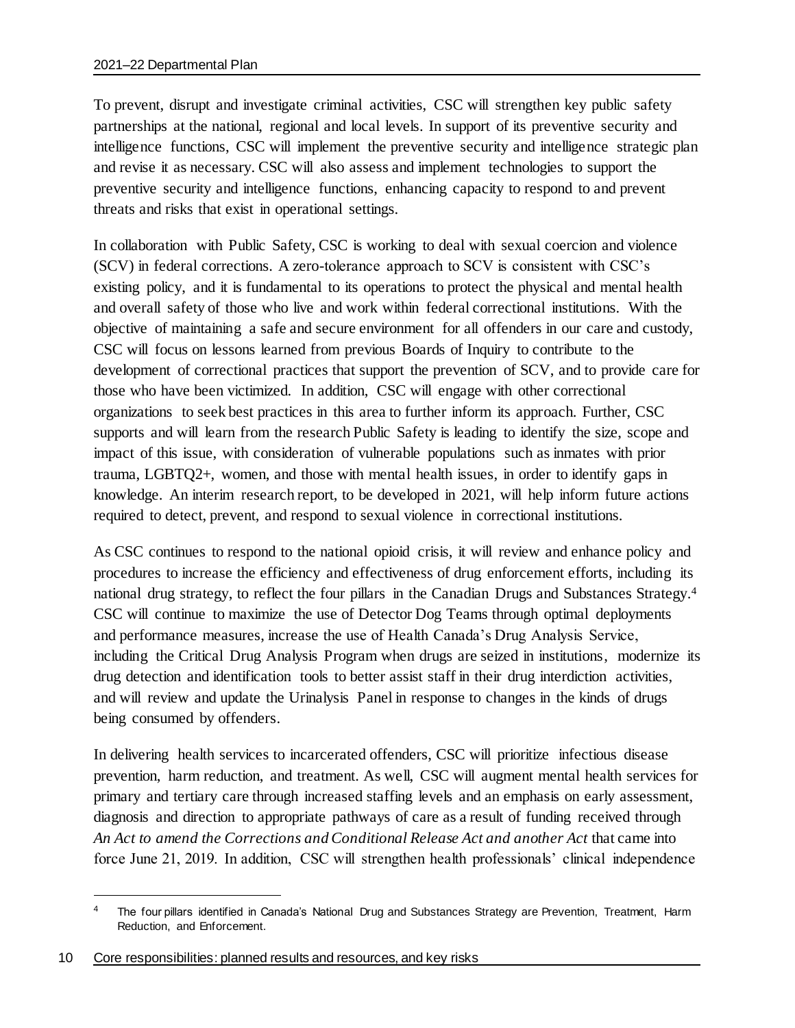To prevent, disrupt and investigate criminal activities, CSC will strengthen key public safety partnerships at the national, regional and local levels. In support of its preventive security and intelligence functions, CSC will implement the preventive security and intelligence strategic plan and revise it as necessary. CSC will also assess and implement technologies to support the preventive security and intelligence functions, enhancing capacity to respond to and prevent threats and risks that exist in operational settings.

In collaboration with Public Safety, CSC is working to deal with sexual coercion and violence (SCV) in federal corrections. A zero-tolerance approach to SCV is consistent with CSC's existing policy, and it is fundamental to its operations to protect the physical and mental health and overall safety of those who live and work within federal correctional institutions. With the objective of maintaining a safe and secure environment for all offenders in our care and custody, CSC will focus on lessons learned from previous Boards of Inquiry to contribute to the development of correctional practices that support the prevention of SCV, and to provide care for those who have been victimized. In addition, CSC will engage with other correctional organizations to seek best practices in this area to further inform its approach. Further, CSC supports and will learn from the research Public Safety is leading to identify the size, scope and impact of this issue, with consideration of vulnerable populations such as inmates with prior trauma, LGBTQ2+, women, and those with mental health issues, in order to identify gaps in knowledge. An interim research report, to be developed in 2021, will help inform future actions required to detect, prevent, and respond to sexual violence in correctional institutions.

As CSC continues to respond to the national opioid crisis, it will review and enhance policy and procedures to increase the efficiency and effectiveness of drug enforcement efforts, including its national drug strategy, to reflect the four pillars in the Canadian Drugs and Substances Strategy.[4] CSC will continue to maximize the use of Detector Dog Teams through optimal deployments and performance measures, increase the use of Health Canada's Drug Analysis Service, including the Critical Drug Analysis Program when drugs are seized in institutions, modernize its drug detection and identification tools to better assist staff in their drug interdiction activities, and will review and update the Urinalysis Panel in response to changes in the kinds of drugs being consumed by offenders.

In delivering health services to incarcerated offenders, CSC will prioritize infectious disease prevention, harm reduction, and treatment. As well, CSC will augment mental health services for primary and tertiary care through increased staffing levels and an emphasis on early assessment, diagnosis and direction to appropriate pathways of care as a result of funding received through *An Act to amend the Corrections and Conditional Release Act and another Act* that came into force June 21, 2019. In addition, CSC will strengthen health professionals' clinical independence

[4] The four pillars identified in Canada's National Drug and Substances Strategy are Prevention, Treatment, Harm Reduction, and Enforcement.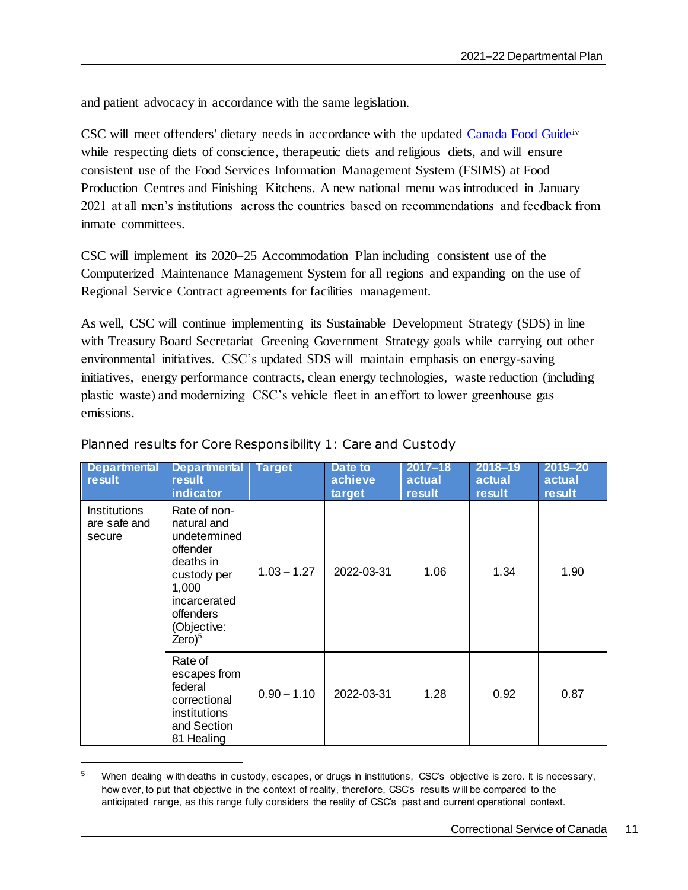and patient advocacy in accordance with the same legislation.

CSC will meet offenders' dietary needs in accordance with the updated Canada Food Guide[iv] while respecting diets of conscience, therapeutic diets and religious diets, and will ensure consistent use of the Food Services Information Management System (FSIMS) at Food Production Centres and Finishing Kitchens. A new national menu was introduced in January 2021 at all men's institutions across the countries based on recommendations and feedback from inmate committees.

CSC will implement its 2020–25 Accommodation Plan including consistent use of the Computerized Maintenance Management System for all regions and expanding on the use of Regional Service Contract agreements for facilities management.

As well, CSC will continue implementing its Sustainable Development Strategy (SDS) in line with Treasury Board Secretariat–Greening Government Strategy goals while carrying out other environmental initiatives. CSC's updated SDS will maintain emphasis on energy-saving initiatives, energy performance contracts, clean energy technologies, waste reduction (including plastic waste) and modernizing CSC's vehicle fleet in an effort to lower greenhouse gas emissions.

## Planned results for Core Responsibility 1: Care and Custody

| Departmental result | Departmental result indicator | Target | Date to achieve target | 2017–18 actual result | 2018–19 actual result | 2019–20 actual result |
|---|---|---|---|---|---|---|
| Institutions are safe and secure | Rate of non-natural and undetermined offender deaths in custody per 1,000 incarcerated offenders (Objective: Zero)[5] | 1.03 – 1.27 | 2022-03-31 | 1.06 | 1.34 | 1.90 |
| | Rate of escapes from federal correctional institutions and Section 81 Healing | 0.90 – 1.10 | 2022-03-31 | 1.28 | 0.92 | 0.87 |

[5] When dealing with deaths in custody, escapes, or drugs in institutions, CSC's objective is zero. It is necessary, however, to put that objective in the context of reality, therefore, CSC's results will be compared to the anticipated range, as this range fully considers the reality of CSC's past and current operational context.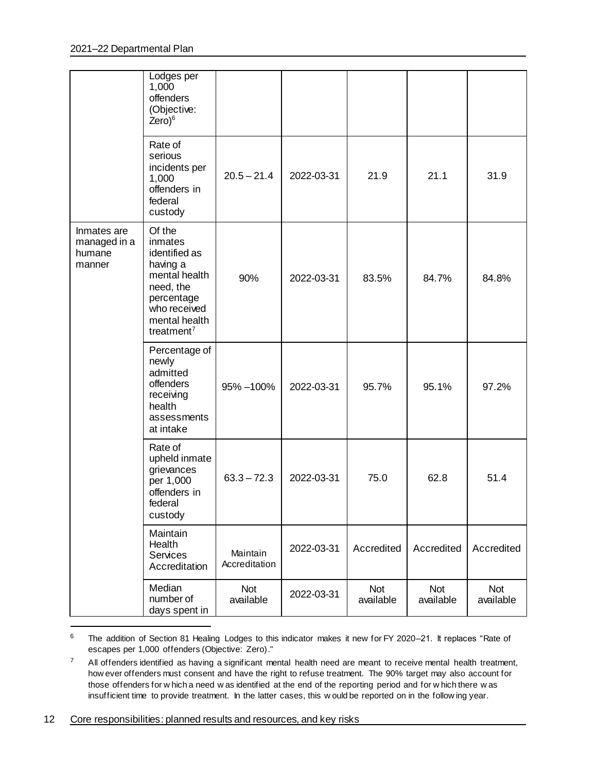| | | | | | | |
|---|---|---|---|---|---|---|
| | Lodges per 1,000 offenders (Objective: Zero)[6] | | | | | |
| | Rate of serious incidents per 1,000 offenders in federal custody | 20.5 – 21.4 | 2022-03-31 | 21.9 | 21.1 | 31.9 |
| Inmates are managed in a humane manner | Of the inmates identified as having a mental health need, the percentage who received mental health treatment[7] | 90% | 2022-03-31 | 83.5% | 84.7% | 84.8% |
| | Percentage of newly admitted offenders receiving health assessments at intake | 95% –100% | 2022-03-31 | 95.7% | 95.1% | 97.2% |
| | Rate of upheld inmate grievances per 1,000 offenders in federal custody | 63.3 – 72.3 | 2022-03-31 | 75.0 | 62.8 | 51.4 |
| | Maintain Health Services Accreditation | Maintain Accreditation | 2022-03-31 | Accredited | Accredited | Accredited |
| | Median number of days spent in | Not available | 2022-03-31 | Not available | Not available | Not available |

[6] The addition of Section 81 Healing Lodges to this indicator makes it new for FY 2020–21. It replaces "Rate of escapes per 1,000 offenders (Objective: Zero)."

[7] All offenders identified as having a significant mental health need are meant to receive mental health treatment, however offenders must consent and have the right to refuse treatment. The 90% target may also account for those offenders for which a need was identified at the end of the reporting period and for which there was insufficient time to provide treatment. In the latter cases, this would be reported on in the following year.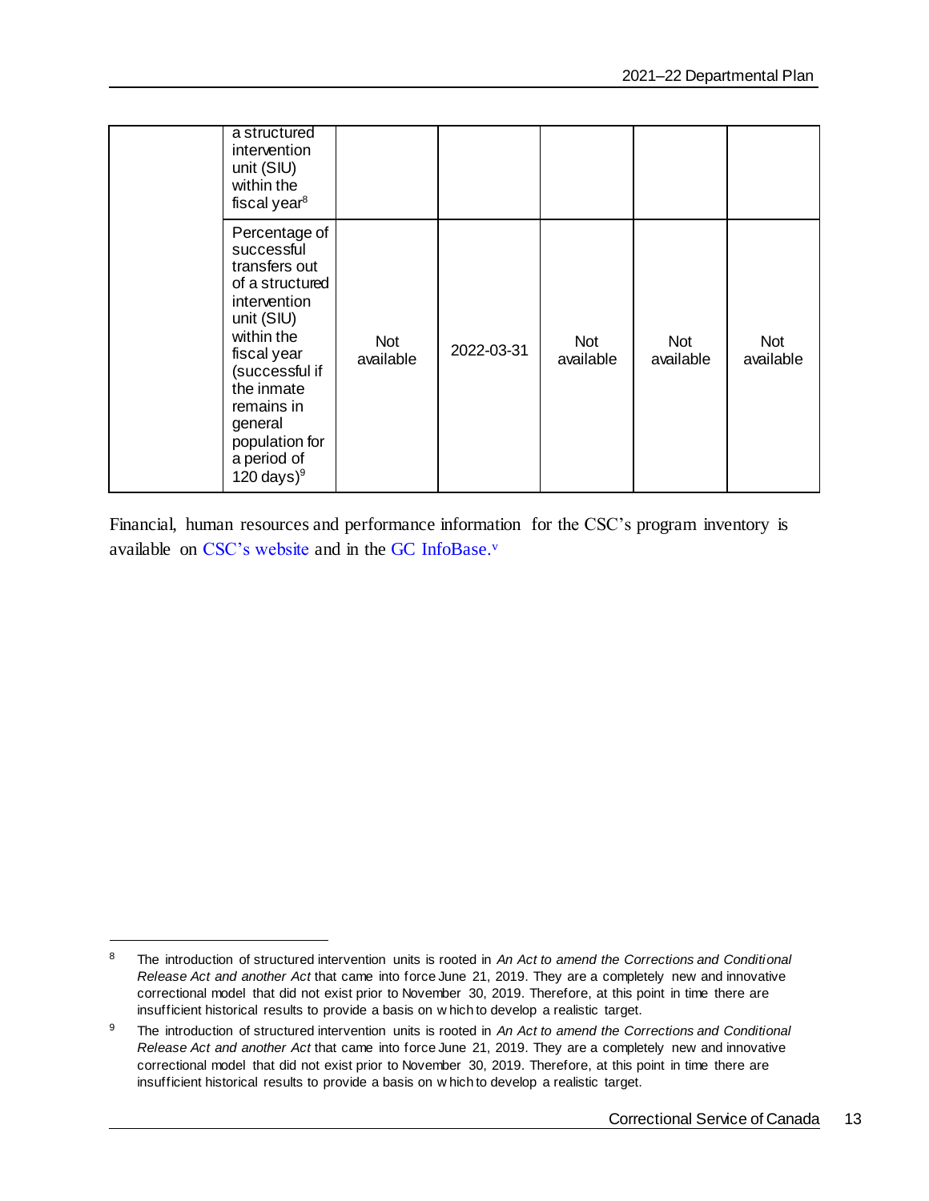|  | a structured intervention unit (SIU) within the fiscal year[8] |  |  |  |  |  |
|---|---|---|---|---|---|---|
|  | Percentage of successful transfers out of a structured intervention unit (SIU) within the fiscal year (successful if the inmate remains in general population for a period of 120 days)[9] | Not available | 2022-03-31 | Not available | Not available | Not available |

Financial, human resources and performance information for the CSC's program inventory is available on CSC's website and in the GC InfoBase.[v]

---

[8] The introduction of structured intervention units is rooted in *An Act to amend the Corrections and Conditional Release Act and another Act* that came into force June 21, 2019. They are a completely new and innovative correctional model that did not exist prior to November 30, 2019. Therefore, at this point in time there are insufficient historical results to provide a basis on which to develop a realistic target.

[9] The introduction of structured intervention units is rooted in *An Act to amend the Corrections and Conditional Release Act and another Act* that came into force June 21, 2019. They are a completely new and innovative correctional model that did not exist prior to November 30, 2019. Therefore, at this point in time there are insufficient historical results to provide a basis on which to develop a realistic target.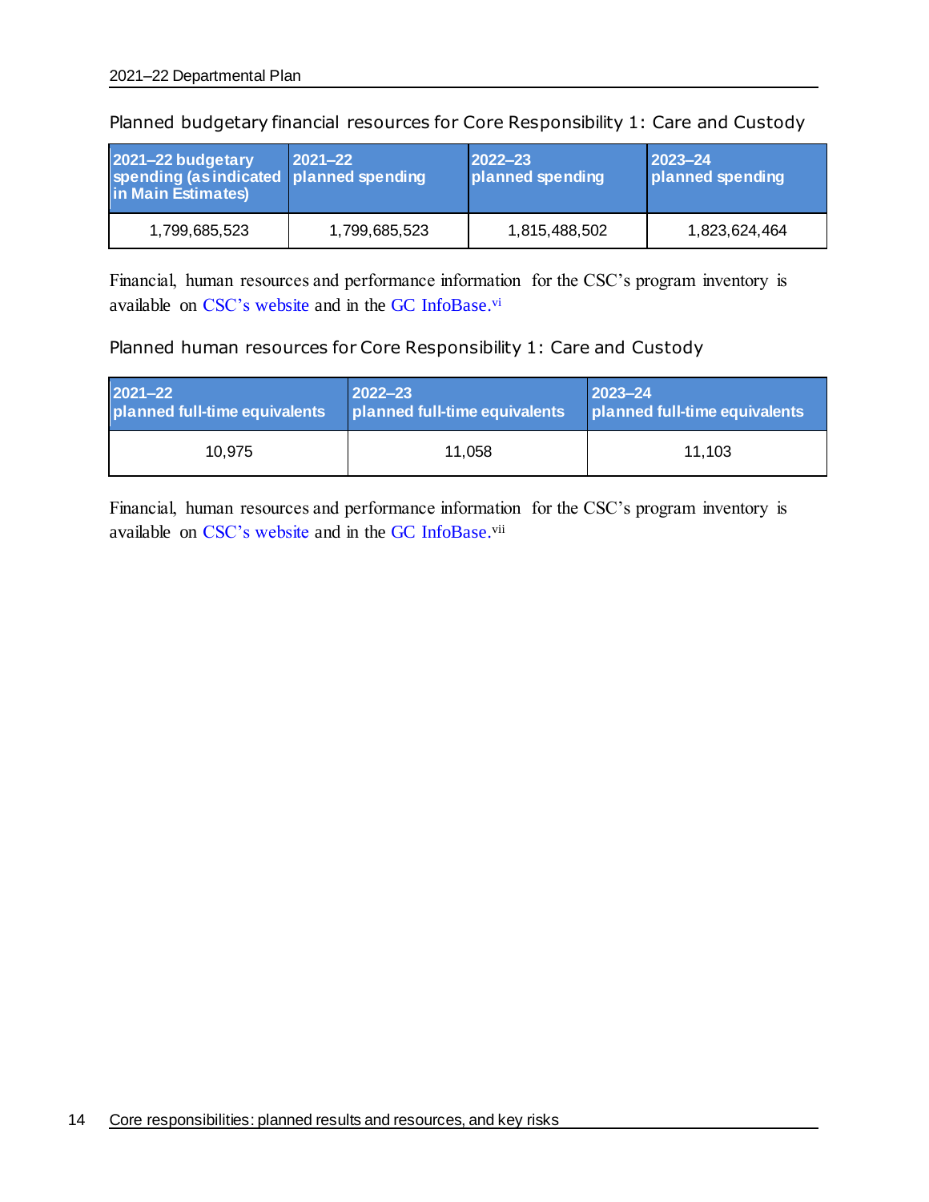Planned budgetary financial resources for Core Responsibility 1: Care and Custody

| 2021–22 budgetary spending (as indicated in Main Estimates) | 2021–22 planned spending | 2022–23 planned spending | 2023–24 planned spending |
| --- | --- | --- | --- |
| 1,799,685,523 | 1,799,685,523 | 1,815,488,502 | 1,823,624,464 |

Financial, human resources and performance information for the CSC's program inventory is available on CSC's website and in the GC InfoBase.[vi]

Planned human resources for Core Responsibility 1: Care and Custody

| 2021–22 planned full-time equivalents | 2022–23 planned full-time equivalents | 2023–24 planned full-time equivalents |
| --- | --- | --- |
| 10,975 | 11,058 | 11,103 |

Financial, human resources and performance information for the CSC's program inventory is available on CSC's website and in the GC InfoBase.[vii]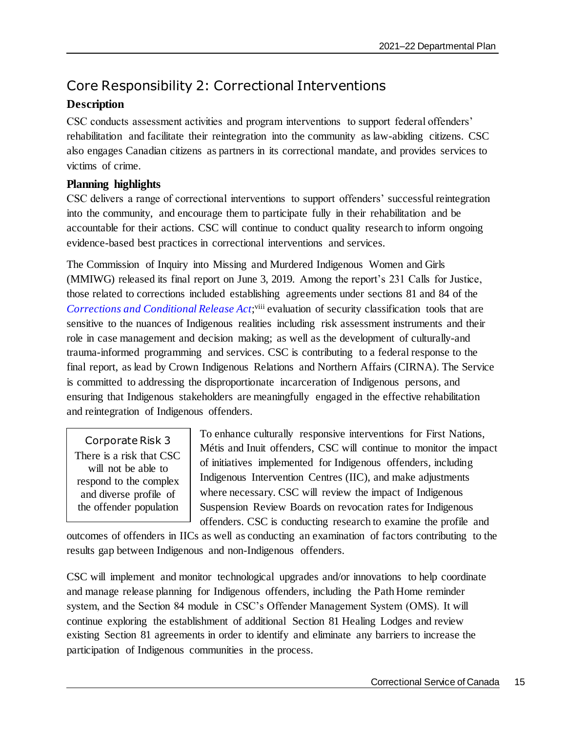## Core Responsibility 2: Correctional Interventions

### Description

CSC conducts assessment activities and program interventions to support federal offenders' rehabilitation and facilitate their reintegration into the community as law-abiding citizens. CSC also engages Canadian citizens as partners in its correctional mandate, and provides services to victims of crime.

### Planning highlights

CSC delivers a range of correctional interventions to support offenders' successful reintegration into the community, and encourage them to participate fully in their rehabilitation and be accountable for their actions. CSC will continue to conduct quality research to inform ongoing evidence-based best practices in correctional interventions and services.

The Commission of Inquiry into Missing and Murdered Indigenous Women and Girls (MMIWG) released its final report on June 3, 2019. Among the report's 231 Calls for Justice, those related to corrections included establishing agreements under sections 81 and 84 of the *Corrections and Conditional Release Act*;[viii] evaluation of security classification tools that are sensitive to the nuances of Indigenous realities including risk assessment instruments and their role in case management and decision making; as well as the development of culturally-and trauma-informed programming and services. CSC is contributing to a federal response to the final report, as lead by Crown Indigenous Relations and Northern Affairs (CIRNA). The Service is committed to addressing the disproportionate incarceration of Indigenous persons, and ensuring that Indigenous stakeholders are meaningfully engaged in the effective rehabilitation and reintegration of Indigenous offenders.

> **Corporate Risk 3**
> There is a risk that CSC will not be able to respond to the complex and diverse profile of the offender population

To enhance culturally responsive interventions for First Nations, Métis and Inuit offenders, CSC will continue to monitor the impact of initiatives implemented for Indigenous offenders, including Indigenous Intervention Centres (IIC), and make adjustments where necessary. CSC will review the impact of Indigenous Suspension Review Boards on revocation rates for Indigenous offenders. CSC is conducting research to examine the profile and outcomes of offenders in IICs as well as conducting an examination of factors contributing to the results gap between Indigenous and non-Indigenous offenders.

CSC will implement and monitor technological upgrades and/or innovations to help coordinate and manage release planning for Indigenous offenders, including the Path Home reminder system, and the Section 84 module in CSC's Offender Management System (OMS). It will continue exploring the establishment of additional Section 81 Healing Lodges and review existing Section 81 agreements in order to identify and eliminate any barriers to increase the participation of Indigenous communities in the process.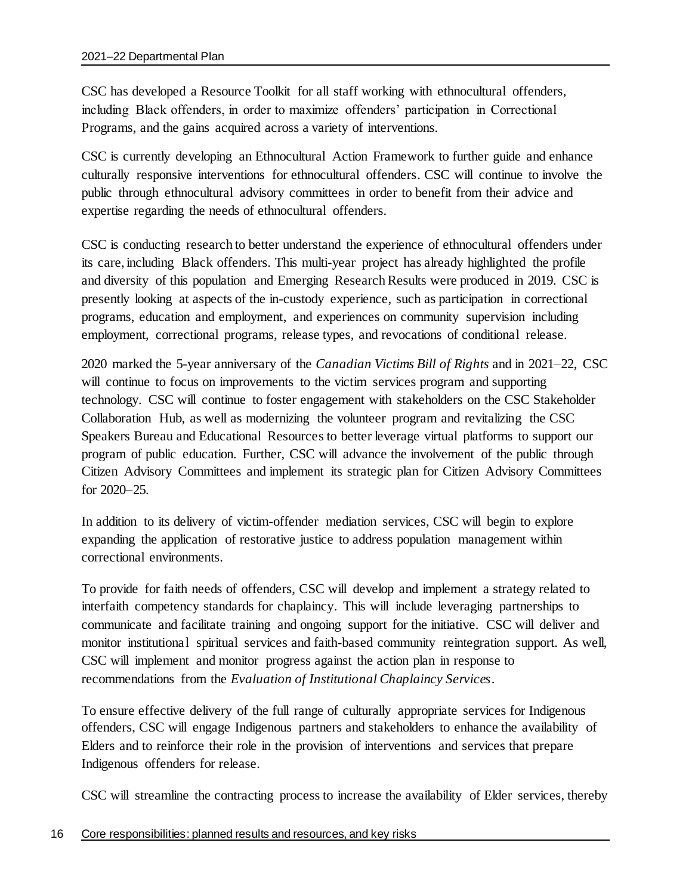CSC has developed a Resource Toolkit for all staff working with ethnocultural offenders, including Black offenders, in order to maximize offenders' participation in Correctional Programs, and the gains acquired across a variety of interventions.

CSC is currently developing an Ethnocultural Action Framework to further guide and enhance culturally responsive interventions for ethnocultural offenders. CSC will continue to involve the public through ethnocultural advisory committees in order to benefit from their advice and expertise regarding the needs of ethnocultural offenders.

CSC is conducting research to better understand the experience of ethnocultural offenders under its care, including Black offenders. This multi-year project has already highlighted the profile and diversity of this population and Emerging Research Results were produced in 2019. CSC is presently looking at aspects of the in-custody experience, such as participation in correctional programs, education and employment, and experiences on community supervision including employment, correctional programs, release types, and revocations of conditional release.

2020 marked the 5-year anniversary of the *Canadian Victims Bill of Rights* and in 2021–22, CSC will continue to focus on improvements to the victim services program and supporting technology. CSC will continue to foster engagement with stakeholders on the CSC Stakeholder Collaboration Hub, as well as modernizing the volunteer program and revitalizing the CSC Speakers Bureau and Educational Resources to better leverage virtual platforms to support our program of public education. Further, CSC will advance the involvement of the public through Citizen Advisory Committees and implement its strategic plan for Citizen Advisory Committees for 2020–25.

In addition to its delivery of victim-offender mediation services, CSC will begin to explore expanding the application of restorative justice to address population management within correctional environments.

To provide for faith needs of offenders, CSC will develop and implement a strategy related to interfaith competency standards for chaplaincy. This will include leveraging partnerships to communicate and facilitate training and ongoing support for the initiative. CSC will deliver and monitor institutional spiritual services and faith-based community reintegration support. As well, CSC will implement and monitor progress against the action plan in response to recommendations from the *Evaluation of Institutional Chaplaincy Services*.

To ensure effective delivery of the full range of culturally appropriate services for Indigenous offenders, CSC will engage Indigenous partners and stakeholders to enhance the availability of Elders and to reinforce their role in the provision of interventions and services that prepare Indigenous offenders for release.

CSC will streamline the contracting process to increase the availability of Elder services, thereby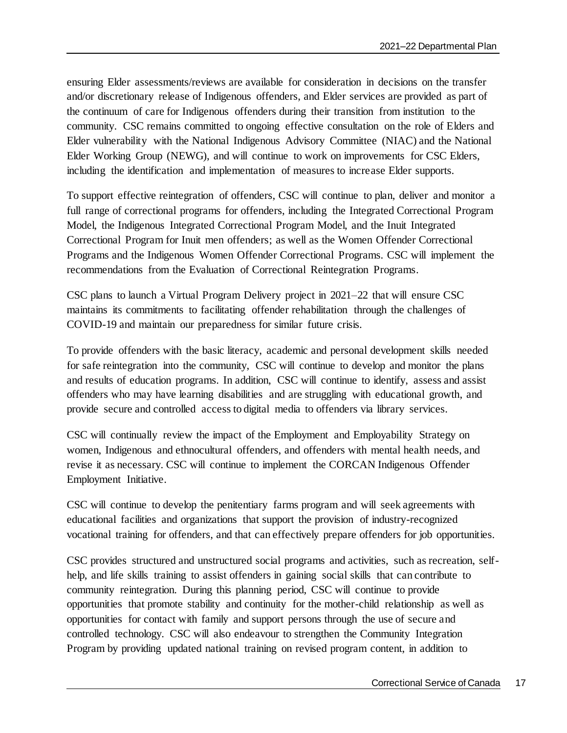ensuring Elder assessments/reviews are available for consideration in decisions on the transfer and/or discretionary release of Indigenous offenders, and Elder services are provided as part of the continuum of care for Indigenous offenders during their transition from institution to the community. CSC remains committed to ongoing effective consultation on the role of Elders and Elder vulnerability with the National Indigenous Advisory Committee (NIAC) and the National Elder Working Group (NEWG), and will continue to work on improvements for CSC Elders, including the identification and implementation of measures to increase Elder supports.

To support effective reintegration of offenders, CSC will continue to plan, deliver and monitor a full range of correctional programs for offenders, including the Integrated Correctional Program Model, the Indigenous Integrated Correctional Program Model, and the Inuit Integrated Correctional Program for Inuit men offenders; as well as the Women Offender Correctional Programs and the Indigenous Women Offender Correctional Programs. CSC will implement the recommendations from the Evaluation of Correctional Reintegration Programs.

CSC plans to launch a Virtual Program Delivery project in 2021–22 that will ensure CSC maintains its commitments to facilitating offender rehabilitation through the challenges of COVID-19 and maintain our preparedness for similar future crisis.

To provide offenders with the basic literacy, academic and personal development skills needed for safe reintegration into the community, CSC will continue to develop and monitor the plans and results of education programs. In addition, CSC will continue to identify, assess and assist offenders who may have learning disabilities and are struggling with educational growth, and provide secure and controlled access to digital media to offenders via library services.

CSC will continually review the impact of the Employment and Employability Strategy on women, Indigenous and ethnocultural offenders, and offenders with mental health needs, and revise it as necessary. CSC will continue to implement the CORCAN Indigenous Offender Employment Initiative.

CSC will continue to develop the penitentiary farms program and will seek agreements with educational facilities and organizations that support the provision of industry-recognized vocational training for offenders, and that can effectively prepare offenders for job opportunities.

CSC provides structured and unstructured social programs and activities, such as recreation, self-help, and life skills training to assist offenders in gaining social skills that can contribute to community reintegration. During this planning period, CSC will continue to provide opportunities that promote stability and continuity for the mother-child relationship as well as opportunities for contact with family and support persons through the use of secure and controlled technology. CSC will also endeavour to strengthen the Community Integration Program by providing updated national training on revised program content, in addition to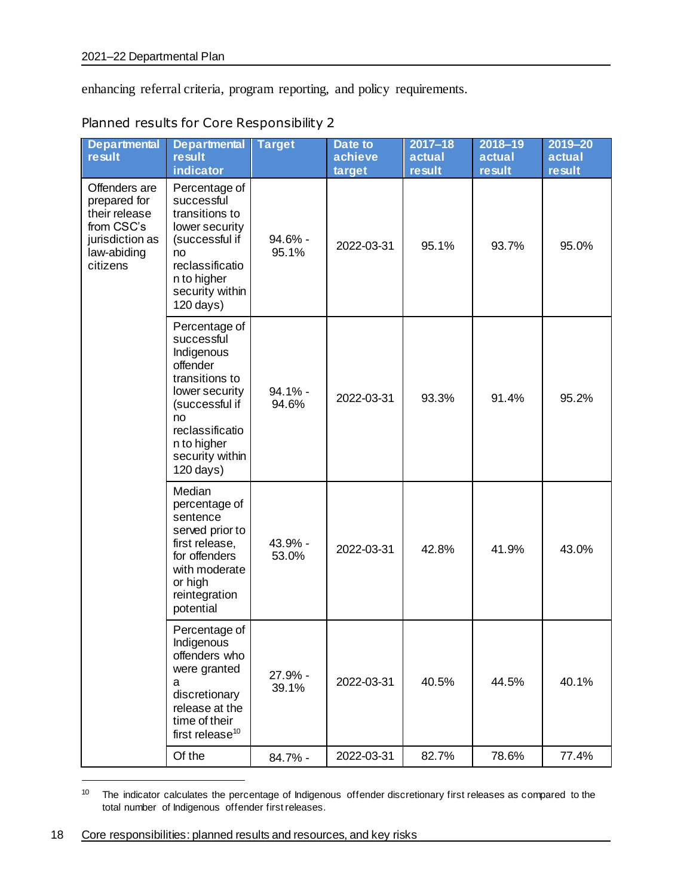enhancing referral criteria, program reporting, and policy requirements.

### Planned results for Core Responsibility 2

| Departmental result | Departmental result indicator | Target | Date to achieve target | 2017–18 actual result | 2018–19 actual result | 2019–20 actual result |
|---|---|---|---|---|---|---|
| Offenders are prepared for their release from CSC's jurisdiction as law-abiding citizens | Percentage of successful transitions to lower security (successful if no reclassification to higher security within 120 days) | 94.6% - 95.1% | 2022-03-31 | 95.1% | 93.7% | 95.0% |
| | Percentage of successful Indigenous offender transitions to lower security (successful if no reclassification to higher security within 120 days) | 94.1% - 94.6% | 2022-03-31 | 93.3% | 91.4% | 95.2% |
| | Median percentage of sentence served prior to first release, for offenders with moderate or high reintegration potential | 43.9% - 53.0% | 2022-03-31 | 42.8% | 41.9% | 43.0% |
| | Percentage of Indigenous offenders who were granted a discretionary release at the time of their first release[10] | 27.9% - 39.1% | 2022-03-31 | 40.5% | 44.5% | 40.1% |
| | Of the | 84.7% - | 2022-03-31 | 82.7% | 78.6% | 77.4% |

[10] The indicator calculates the percentage of Indigenous offender discretionary first releases as compared to the total number of Indigenous offender first releases.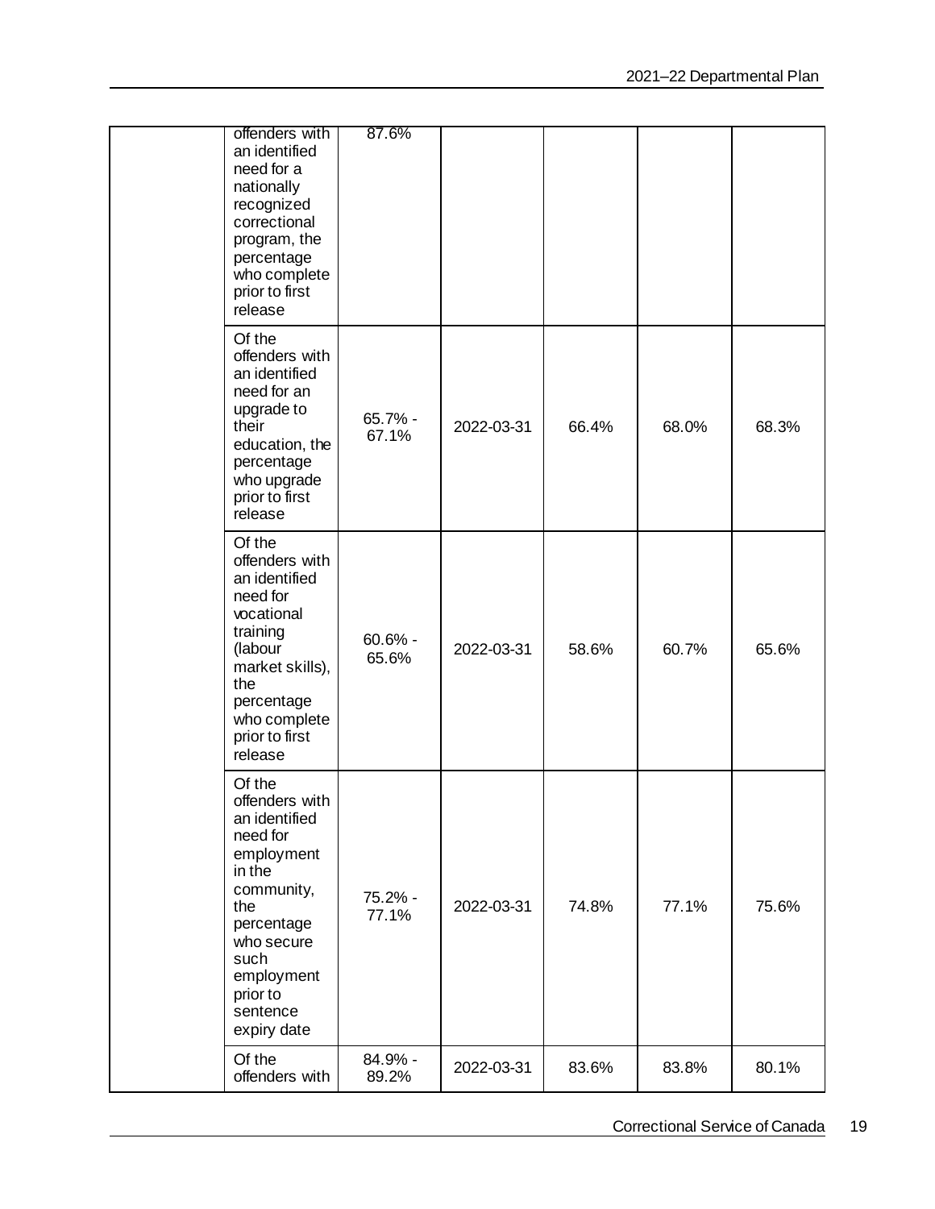| | | | | | | |
|---|---|---|---|---|---|---|
| | offenders with an identified need for a nationally recognized correctional program, the percentage who complete prior to first release | 87.6% | | | | |
| | Of the offenders with an identified need for an upgrade to their education, the percentage who upgrade prior to first release | 65.7% - 67.1% | 2022-03-31 | 66.4% | 68.0% | 68.3% |
| | Of the offenders with an identified need for vocational training (labour market skills), the percentage who complete prior to first release | 60.6% - 65.6% | 2022-03-31 | 58.6% | 60.7% | 65.6% |
| | Of the offenders with an identified need for employment in the community, the percentage who secure such employment prior to sentence expiry date | 75.2% - 77.1% | 2022-03-31 | 74.8% | 77.1% | 75.6% |
| | Of the offenders with | 84.9% - 89.2% | 2022-03-31 | 83.6% | 83.8% | 80.1% |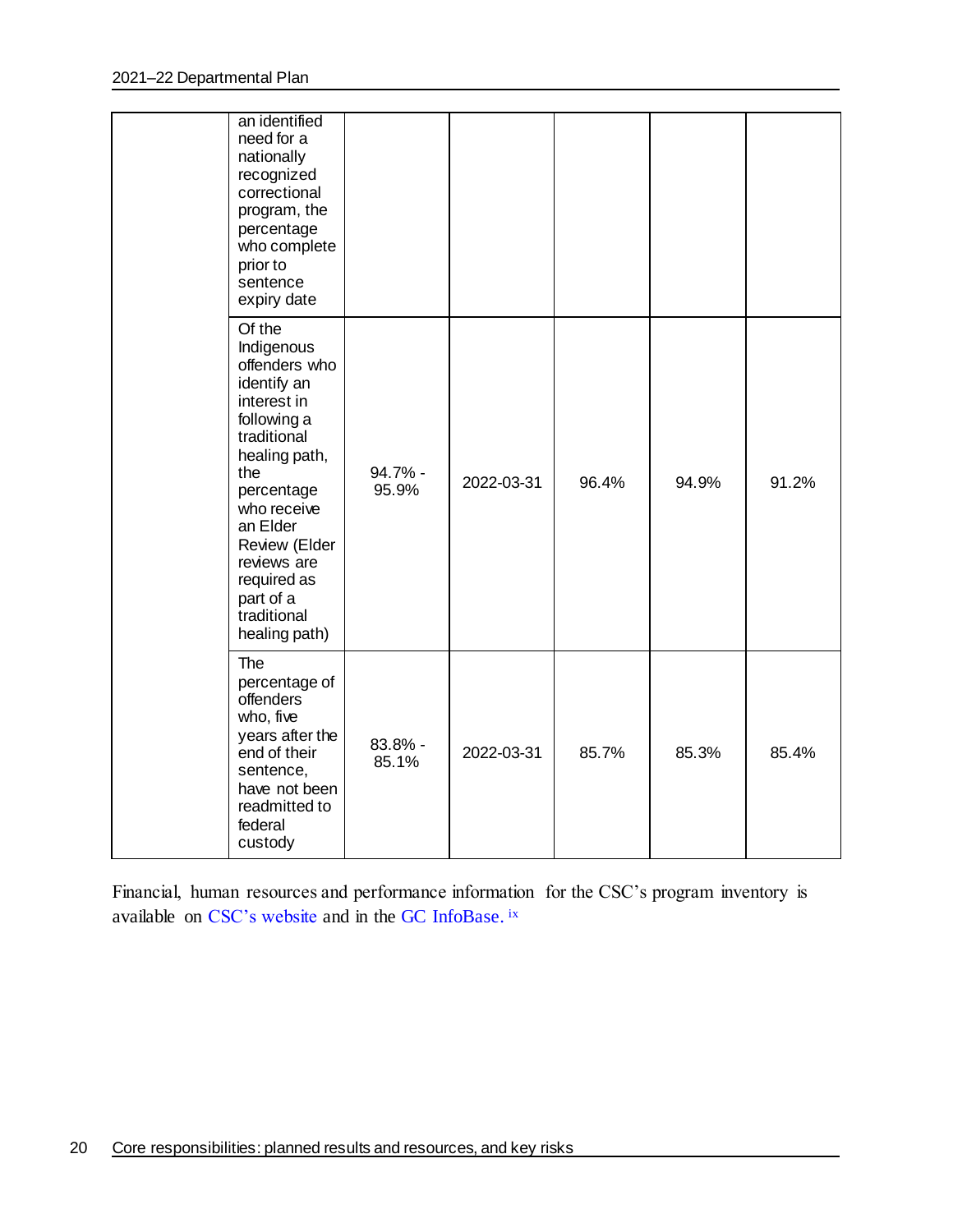| | | | | | | |
|---|---|---|---|---|---|---|
| | an identified need for a nationally recognized correctional program, the percentage who complete prior to sentence expiry date | | | | | |
| | Of the Indigenous offenders who identify an interest in following a traditional healing path, the percentage who receive an Elder Review (Elder reviews are required as part of a traditional healing path) | 94.7% - 95.9% | 2022-03-31 | 96.4% | 94.9% | 91.2% |
| | The percentage of offenders who, five years after the end of their sentence, have not been readmitted to federal custody | 83.8% - 85.1% | 2022-03-31 | 85.7% | 85.3% | 85.4% |

Financial, human resources and performance information for the CSC's program inventory is available on CSC's website and in the GC InfoBase. [ix]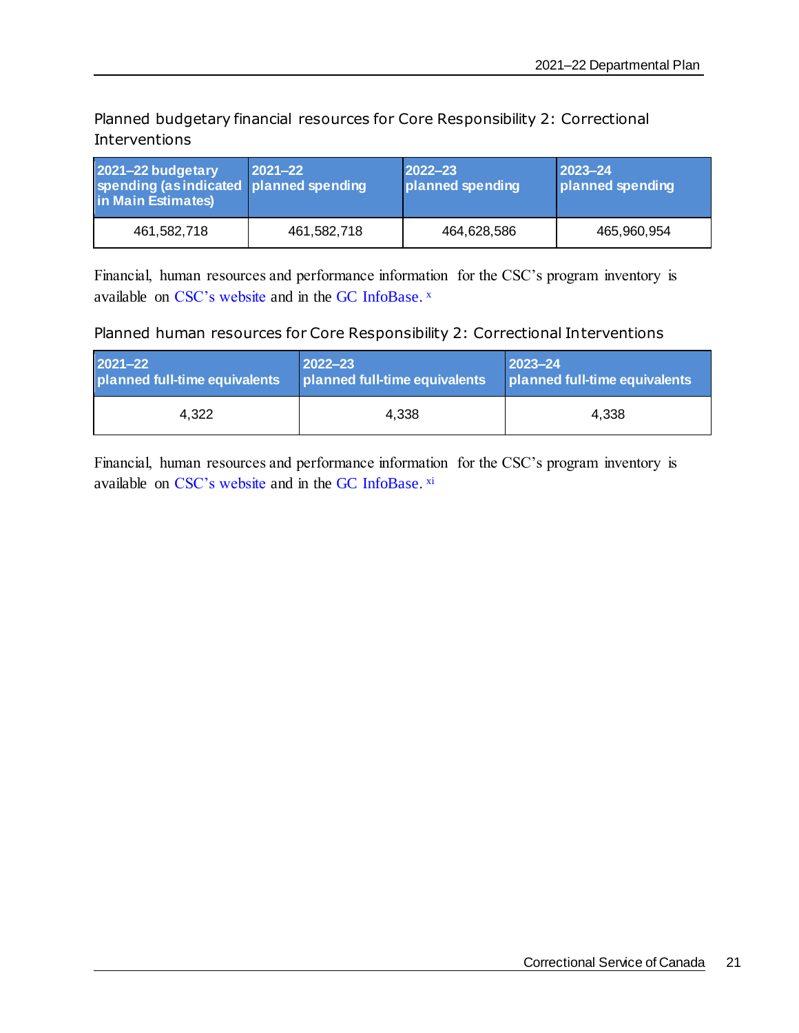Planned budgetary financial resources for Core Responsibility 2: Correctional Interventions

| 2021–22 budgetary spending (as indicated in Main Estimates) | 2021–22 planned spending | 2022–23 planned spending | 2023–24 planned spending |
| --- | --- | --- | --- |
| 461,582,718 | 461,582,718 | 464,628,586 | 465,960,954 |

Financial, human resources and performance information for the CSC's program inventory is available on CSC's website and in the GC InfoBase. [x]

Planned human resources for Core Responsibility 2: Correctional Interventions

| 2021–22 planned full-time equivalents | 2022–23 planned full-time equivalents | 2023–24 planned full-time equivalents |
| --- | --- | --- |
| 4,322 | 4,338 | 4,338 |

Financial, human resources and performance information for the CSC's program inventory is available on CSC's website and in the GC InfoBase. [xi]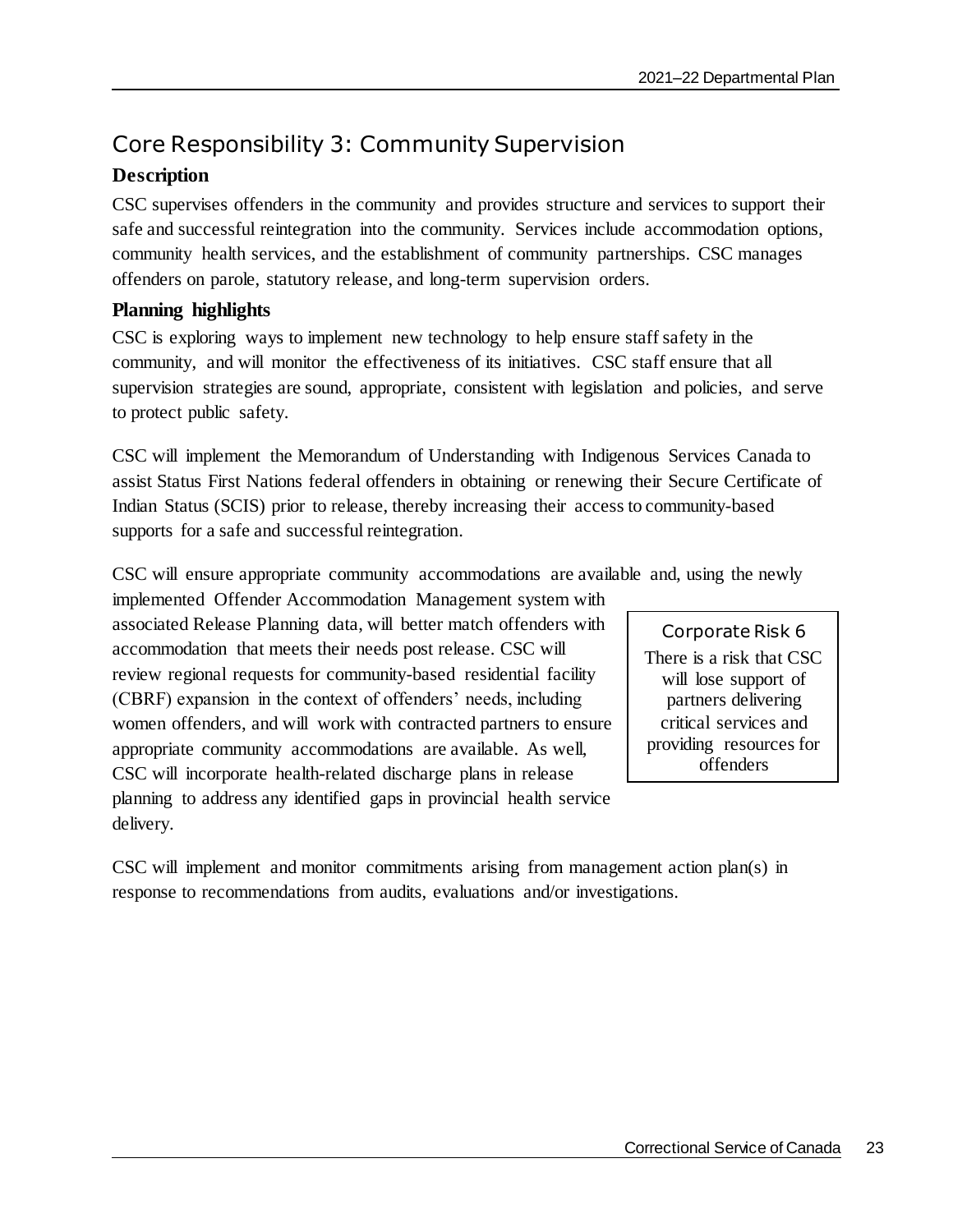## Core Responsibility 3: Community Supervision

### Description

CSC supervises offenders in the community and provides structure and services to support their safe and successful reintegration into the community. Services include accommodation options, community health services, and the establishment of community partnerships. CSC manages offenders on parole, statutory release, and long-term supervision orders.

### Planning highlights

CSC is exploring ways to implement new technology to help ensure staff safety in the community, and will monitor the effectiveness of its initiatives. CSC staff ensure that all supervision strategies are sound, appropriate, consistent with legislation and policies, and serve to protect public safety.

CSC will implement the Memorandum of Understanding with Indigenous Services Canada to assist Status First Nations federal offenders in obtaining or renewing their Secure Certificate of Indian Status (SCIS) prior to release, thereby increasing their access to community-based supports for a safe and successful reintegration.

CSC will ensure appropriate community accommodations are available and, using the newly implemented Offender Accommodation Management system with associated Release Planning data, will better match offenders with accommodation that meets their needs post release. CSC will review regional requests for community-based residential facility (CBRF) expansion in the context of offenders' needs, including women offenders, and will work with contracted partners to ensure appropriate community accommodations are available. As well, CSC will incorporate health-related discharge plans in release planning to address any identified gaps in provincial health service delivery.

> **Corporate Risk 6**
>
> There is a risk that CSC will lose support of partners delivering critical services and providing resources for offenders

CSC will implement and monitor commitments arising from management action plan(s) in response to recommendations from audits, evaluations and/or investigations.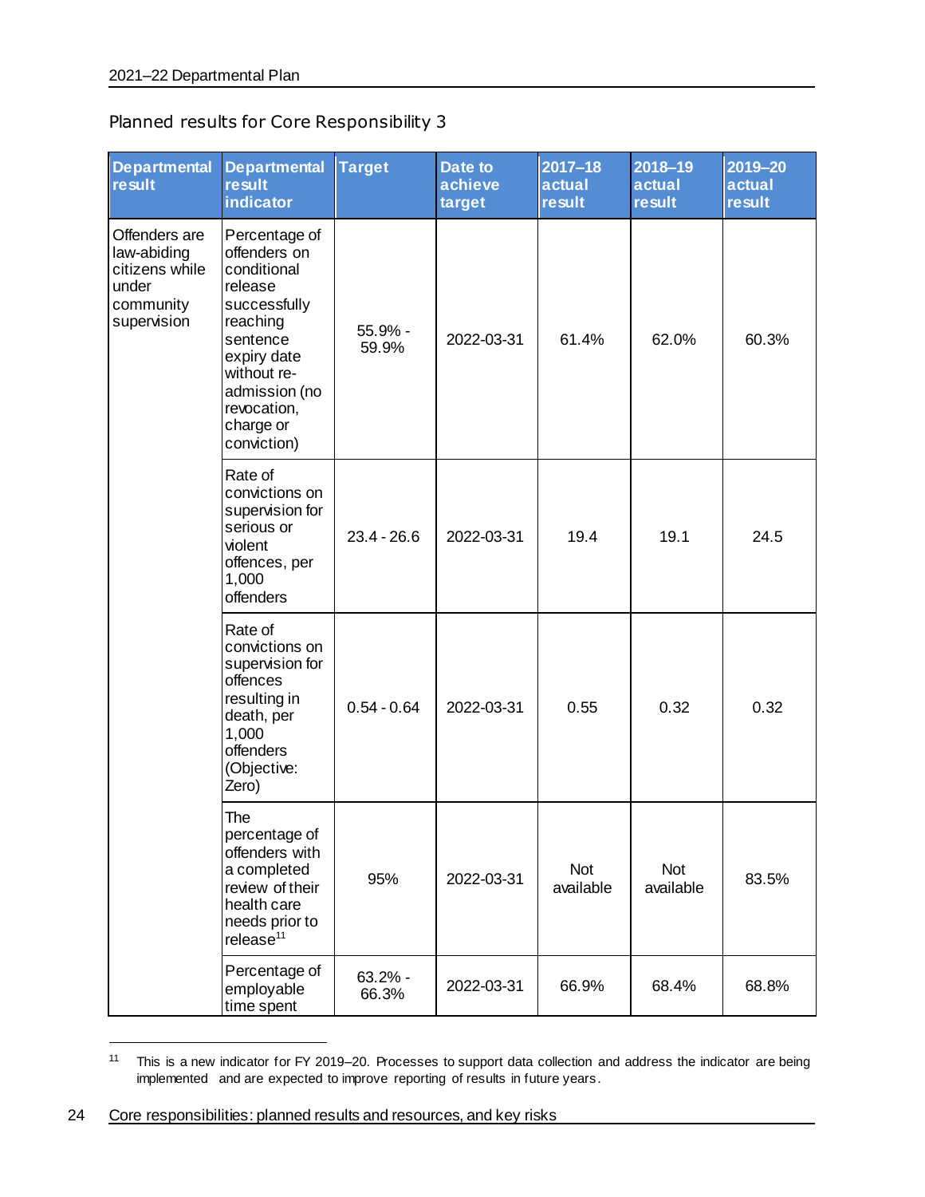Planned results for Core Responsibility 3

| Departmental result | Departmental result indicator | Target | Date to achieve target | 2017–18 actual result | 2018–19 actual result | 2019–20 actual result |
|---|---|---|---|---|---|---|
| Offenders are law-abiding citizens while under community supervision | Percentage of offenders on conditional release successfully reaching sentence expiry date without re-admission (no revocation, charge or conviction) | 55.9% - 59.9% | 2022-03-31 | 61.4% | 62.0% | 60.3% |
| | Rate of convictions on supervision for serious or violent offences, per 1,000 offenders | 23.4 - 26.6 | 2022-03-31 | 19.4 | 19.1 | 24.5 |
| | Rate of convictions on supervision for offences resulting in death, per 1,000 offenders (Objective: Zero) | 0.54 - 0.64 | 2022-03-31 | 0.55 | 0.32 | 0.32 |
| | The percentage of offenders with a completed review of their health care needs prior to release[11] | 95% | 2022-03-31 | Not available | Not available | 83.5% |
| | Percentage of employable time spent | 63.2% - 66.3% | 2022-03-31 | 66.9% | 68.4% | 68.8% |

[11] This is a new indicator for FY 2019–20. Processes to support data collection and address the indicator are being implemented and are expected to improve reporting of results in future years.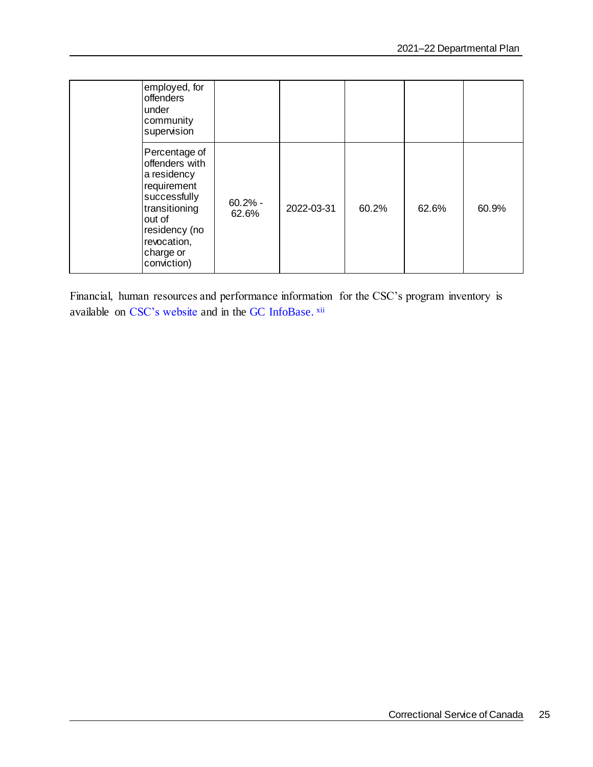| | | | | | | |
|---|---|---|---|---|---|---|
| | employed, for offenders under community supervision | | | | | |
| | Percentage of offenders with a residency requirement successfully transitioning out of residency (no revocation, charge or conviction) | 60.2% - 62.6% | 2022-03-31 | 60.2% | 62.6% | 60.9% |

Financial, human resources and performance information for the CSC's program inventory is available on CSC's website and in the GC InfoBase.[xii]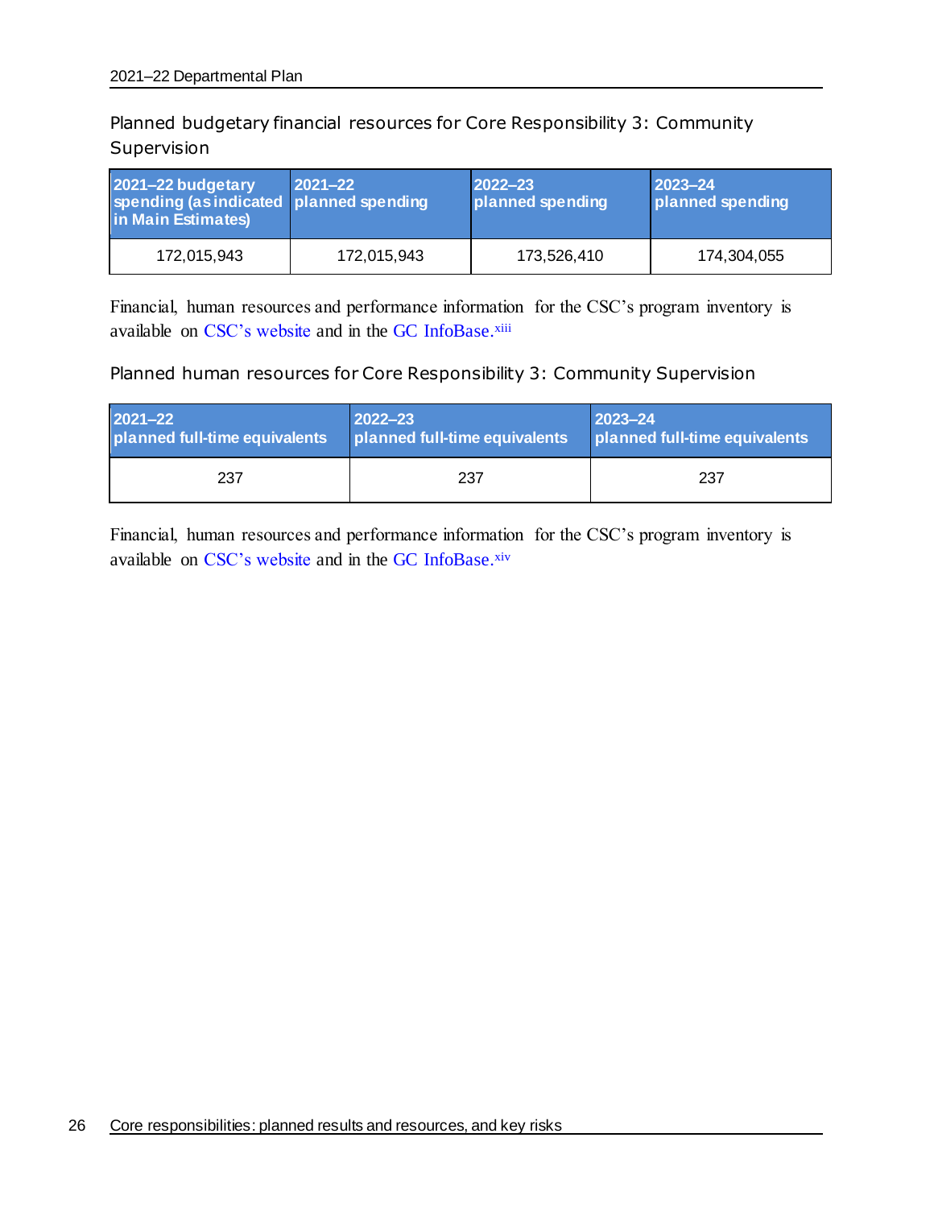Planned budgetary financial resources for Core Responsibility 3: Community Supervision

| 2021–22 budgetary spending (as indicated in Main Estimates) | 2021–22 planned spending | 2022–23 planned spending | 2023–24 planned spending |
|---|---|---|---|
| 172,015,943 | 172,015,943 | 173,526,410 | 174,304,055 |

Financial, human resources and performance information for the CSC's program inventory is available on CSC's website and in the GC InfoBase.[xiii]

Planned human resources for Core Responsibility 3: Community Supervision

| 2021–22 planned full-time equivalents | 2022–23 planned full-time equivalents | 2023–24 planned full-time equivalents |
|---|---|---|
| 237 | 237 | 237 |

Financial, human resources and performance information for the CSC's program inventory is available on CSC's website and in the GC InfoBase.[xiv]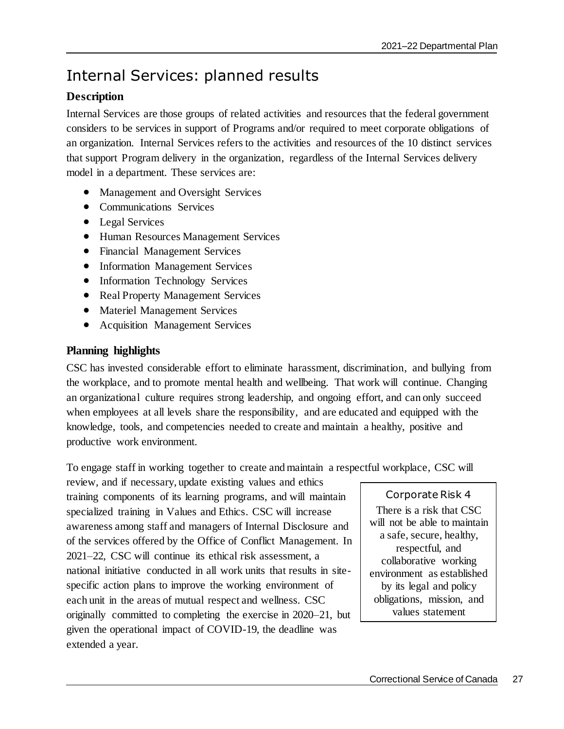# Internal Services: planned results

## Description

Internal Services are those groups of related activities and resources that the federal government considers to be services in support of Programs and/or required to meet corporate obligations of an organization. Internal Services refers to the activities and resources of the 10 distinct services that support Program delivery in the organization, regardless of the Internal Services delivery model in a department. These services are:

- Management and Oversight Services
- Communications Services
- Legal Services
- Human Resources Management Services
- Financial Management Services
- Information Management Services
- Information Technology Services
- Real Property Management Services
- Materiel Management Services
- Acquisition Management Services

## Planning highlights

CSC has invested considerable effort to eliminate harassment, discrimination, and bullying from the workplace, and to promote mental health and wellbeing. That work will continue. Changing an organizational culture requires strong leadership, and ongoing effort, and can only succeed when employees at all levels share the responsibility, and are educated and equipped with the knowledge, tools, and competencies needed to create and maintain a healthy, positive and productive work environment.

To engage staff in working together to create and maintain a respectful workplace, CSC will review, and if necessary, update existing values and ethics training components of its learning programs, and will maintain specialized training in Values and Ethics. CSC will increase awareness among staff and managers of Internal Disclosure and of the services offered by the Office of Conflict Management. In 2021–22, CSC will continue its ethical risk assessment, a national initiative conducted in all work units that results in site-specific action plans to improve the working environment of each unit in the areas of mutual respect and wellness. CSC originally committed to completing the exercise in 2020–21, but given the operational impact of COVID-19, the deadline was extended a year.

> **Corporate Risk 4**
>
> There is a risk that CSC will not be able to maintain a safe, secure, healthy, respectful, and collaborative working environment as established by its legal and policy obligations, mission, and values statement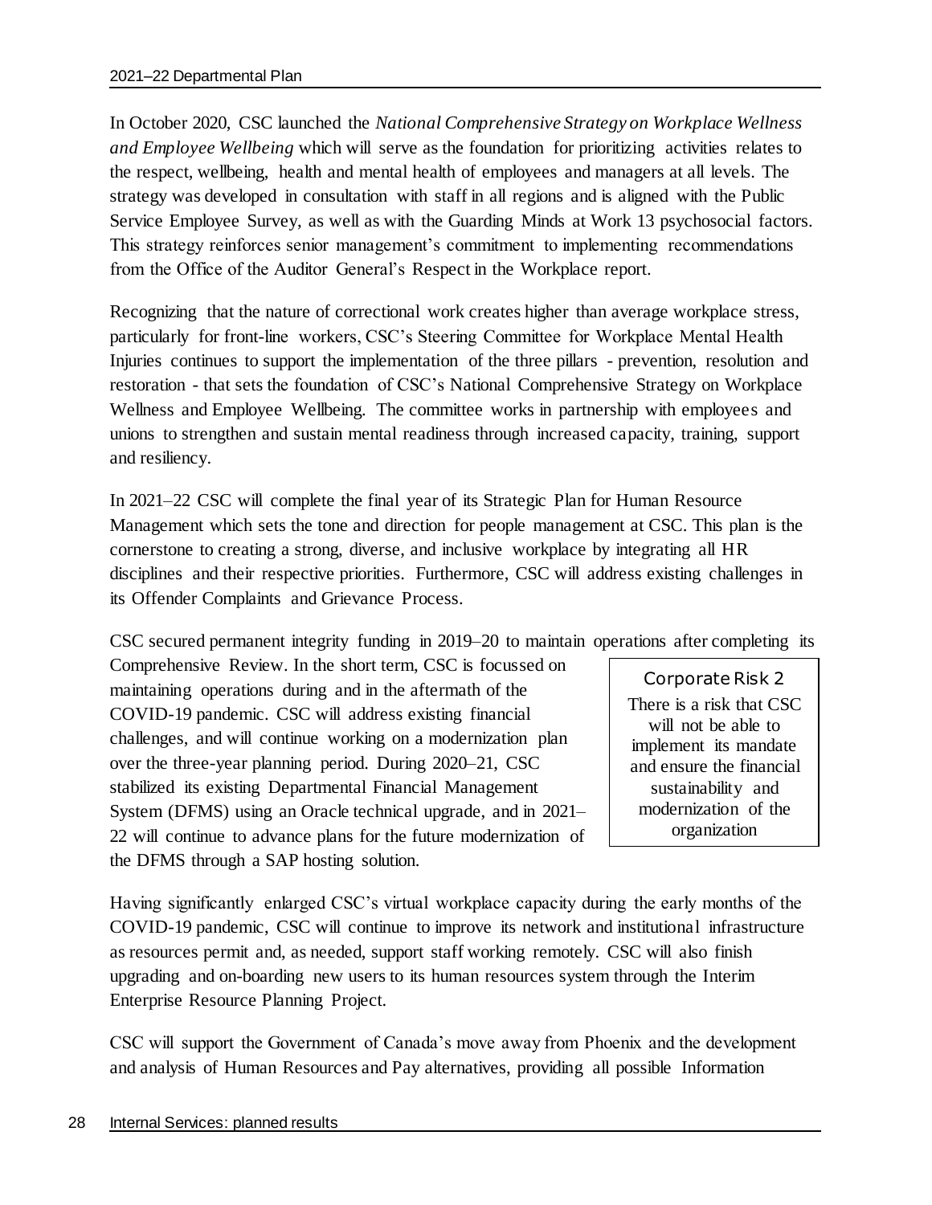In October 2020, CSC launched the *National Comprehensive Strategy on Workplace Wellness and Employee Wellbeing* which will serve as the foundation for prioritizing activities relates to the respect, wellbeing, health and mental health of employees and managers at all levels. The strategy was developed in consultation with staff in all regions and is aligned with the Public Service Employee Survey, as well as with the Guarding Minds at Work 13 psychosocial factors. This strategy reinforces senior management's commitment to implementing recommendations from the Office of the Auditor General's Respect in the Workplace report.

Recognizing that the nature of correctional work creates higher than average workplace stress, particularly for front-line workers, CSC's Steering Committee for Workplace Mental Health Injuries continues to support the implementation of the three pillars - prevention, resolution and restoration - that sets the foundation of CSC's National Comprehensive Strategy on Workplace Wellness and Employee Wellbeing. The committee works in partnership with employees and unions to strengthen and sustain mental readiness through increased capacity, training, support and resiliency.

In 2021–22 CSC will complete the final year of its Strategic Plan for Human Resource Management which sets the tone and direction for people management at CSC. This plan is the cornerstone to creating a strong, diverse, and inclusive workplace by integrating all HR disciplines and their respective priorities. Furthermore, CSC will address existing challenges in its Offender Complaints and Grievance Process.

CSC secured permanent integrity funding in 2019–20 to maintain operations after completing its Comprehensive Review. In the short term, CSC is focussed on maintaining operations during and in the aftermath of the COVID-19 pandemic. CSC will address existing financial challenges, and will continue working on a modernization plan over the three-year planning period. During 2020–21, CSC stabilized its existing Departmental Financial Management System (DFMS) using an Oracle technical upgrade, and in 2021–22 will continue to advance plans for the future modernization of the DFMS through a SAP hosting solution.

> **Corporate Risk 2**
>
> There is a risk that CSC will not be able to implement its mandate and ensure the financial sustainability and modernization of the organization

Having significantly enlarged CSC's virtual workplace capacity during the early months of the COVID-19 pandemic, CSC will continue to improve its network and institutional infrastructure as resources permit and, as needed, support staff working remotely. CSC will also finish upgrading and on-boarding new users to its human resources system through the Interim Enterprise Resource Planning Project.

CSC will support the Government of Canada's move away from Phoenix and the development and analysis of Human Resources and Pay alternatives, providing all possible Information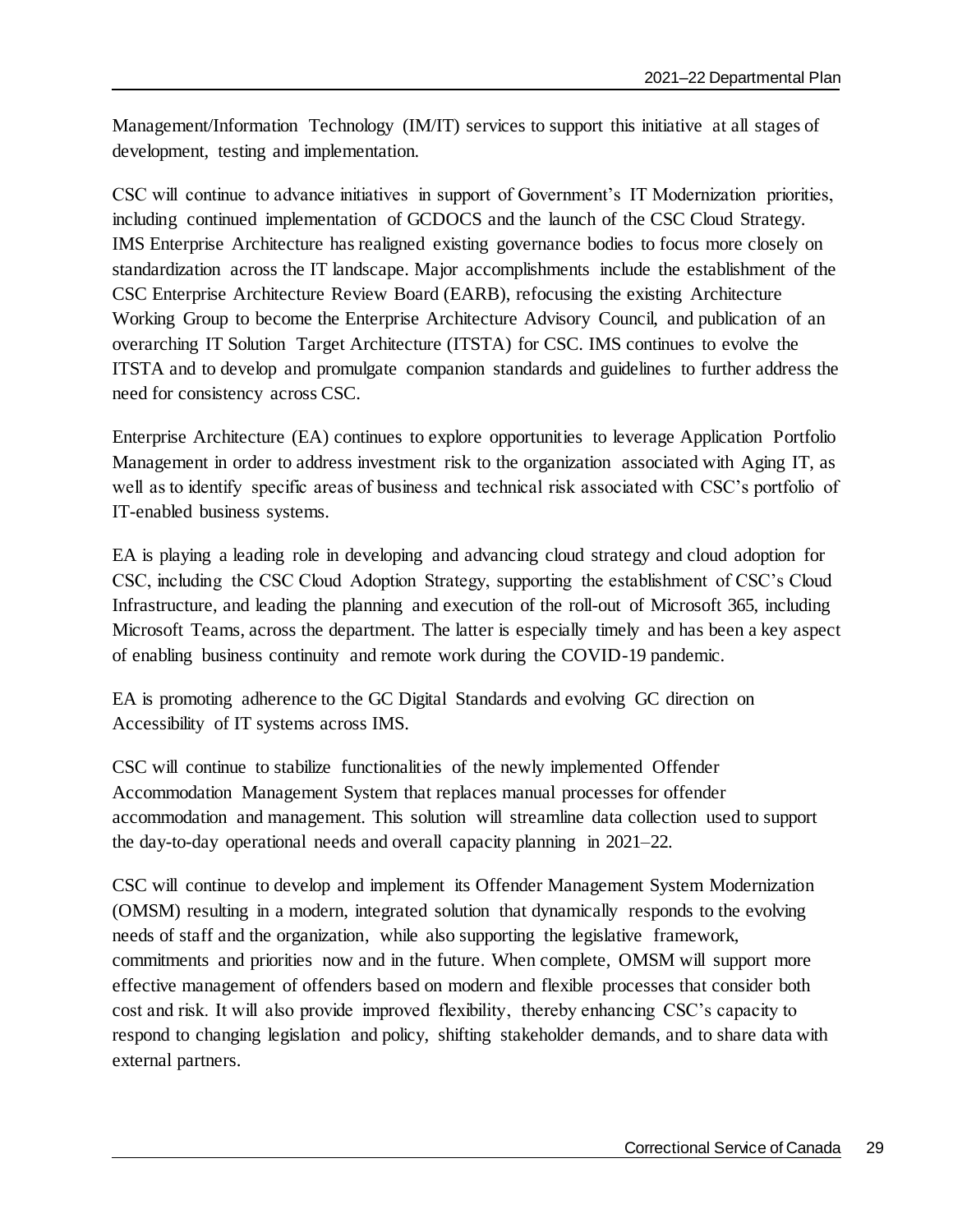Management/Information Technology (IM/IT) services to support this initiative at all stages of development, testing and implementation.

CSC will continue to advance initiatives in support of Government's IT Modernization priorities, including continued implementation of GCDOCS and the launch of the CSC Cloud Strategy. IMS Enterprise Architecture has realigned existing governance bodies to focus more closely on standardization across the IT landscape. Major accomplishments include the establishment of the CSC Enterprise Architecture Review Board (EARB), refocusing the existing Architecture Working Group to become the Enterprise Architecture Advisory Council, and publication of an overarching IT Solution Target Architecture (ITSTA) for CSC. IMS continues to evolve the ITSTA and to develop and promulgate companion standards and guidelines to further address the need for consistency across CSC.

Enterprise Architecture (EA) continues to explore opportunities to leverage Application Portfolio Management in order to address investment risk to the organization associated with Aging IT, as well as to identify specific areas of business and technical risk associated with CSC's portfolio of IT-enabled business systems.

EA is playing a leading role in developing and advancing cloud strategy and cloud adoption for CSC, including the CSC Cloud Adoption Strategy, supporting the establishment of CSC's Cloud Infrastructure, and leading the planning and execution of the roll-out of Microsoft 365, including Microsoft Teams, across the department. The latter is especially timely and has been a key aspect of enabling business continuity and remote work during the COVID-19 pandemic.

EA is promoting adherence to the GC Digital Standards and evolving GC direction on Accessibility of IT systems across IMS.

CSC will continue to stabilize functionalities of the newly implemented Offender Accommodation Management System that replaces manual processes for offender accommodation and management. This solution will streamline data collection used to support the day-to-day operational needs and overall capacity planning in 2021–22.

CSC will continue to develop and implement its Offender Management System Modernization (OMSM) resulting in a modern, integrated solution that dynamically responds to the evolving needs of staff and the organization, while also supporting the legislative framework, commitments and priorities now and in the future. When complete, OMSM will support more effective management of offenders based on modern and flexible processes that consider both cost and risk. It will also provide improved flexibility, thereby enhancing CSC's capacity to respond to changing legislation and policy, shifting stakeholder demands, and to share data with external partners.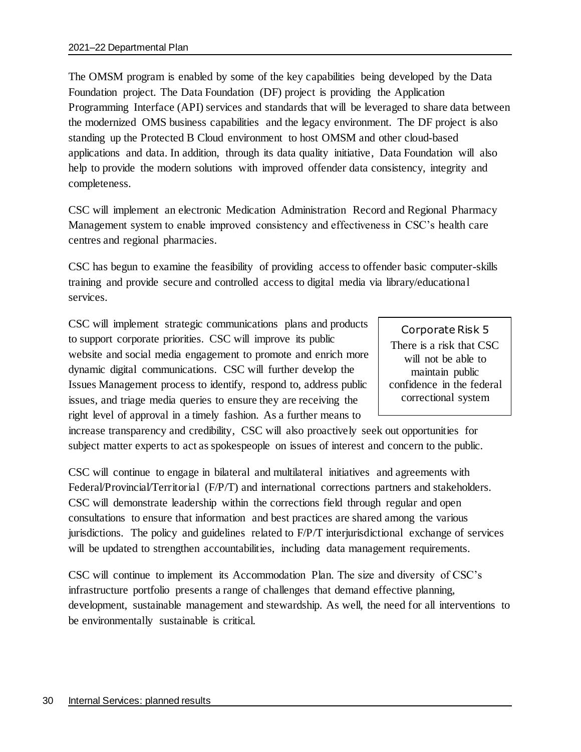The OMSM program is enabled by some of the key capabilities being developed by the Data Foundation project. The Data Foundation (DF) project is providing the Application Programming Interface (API) services and standards that will be leveraged to share data between the modernized OMS business capabilities and the legacy environment. The DF project is also standing up the Protected B Cloud environment to host OMSM and other cloud-based applications and data. In addition, through its data quality initiative, Data Foundation will also help to provide the modern solutions with improved offender data consistency, integrity and completeness.

CSC will implement an electronic Medication Administration Record and Regional Pharmacy Management system to enable improved consistency and effectiveness in CSC's health care centres and regional pharmacies.

CSC has begun to examine the feasibility of providing access to offender basic computer-skills training and provide secure and controlled access to digital media via library/educational services.

> **Corporate Risk 5**
> There is a risk that CSC will not be able to maintain public confidence in the federal correctional system

CSC will implement strategic communications plans and products to support corporate priorities. CSC will improve its public website and social media engagement to promote and enrich more dynamic digital communications. CSC will further develop the Issues Management process to identify, respond to, address public issues, and triage media queries to ensure they are receiving the right level of approval in a timely fashion. As a further means to increase transparency and credibility, CSC will also proactively seek out opportunities for subject matter experts to act as spokespeople on issues of interest and concern to the public.

CSC will continue to engage in bilateral and multilateral initiatives and agreements with Federal/Provincial/Territorial (F/P/T) and international corrections partners and stakeholders. CSC will demonstrate leadership within the corrections field through regular and open consultations to ensure that information and best practices are shared among the various jurisdictions. The policy and guidelines related to F/P/T interjurisdictional exchange of services will be updated to strengthen accountabilities, including data management requirements.

CSC will continue to implement its Accommodation Plan. The size and diversity of CSC's infrastructure portfolio presents a range of challenges that demand effective planning, development, sustainable management and stewardship. As well, the need for all interventions to be environmentally sustainable is critical.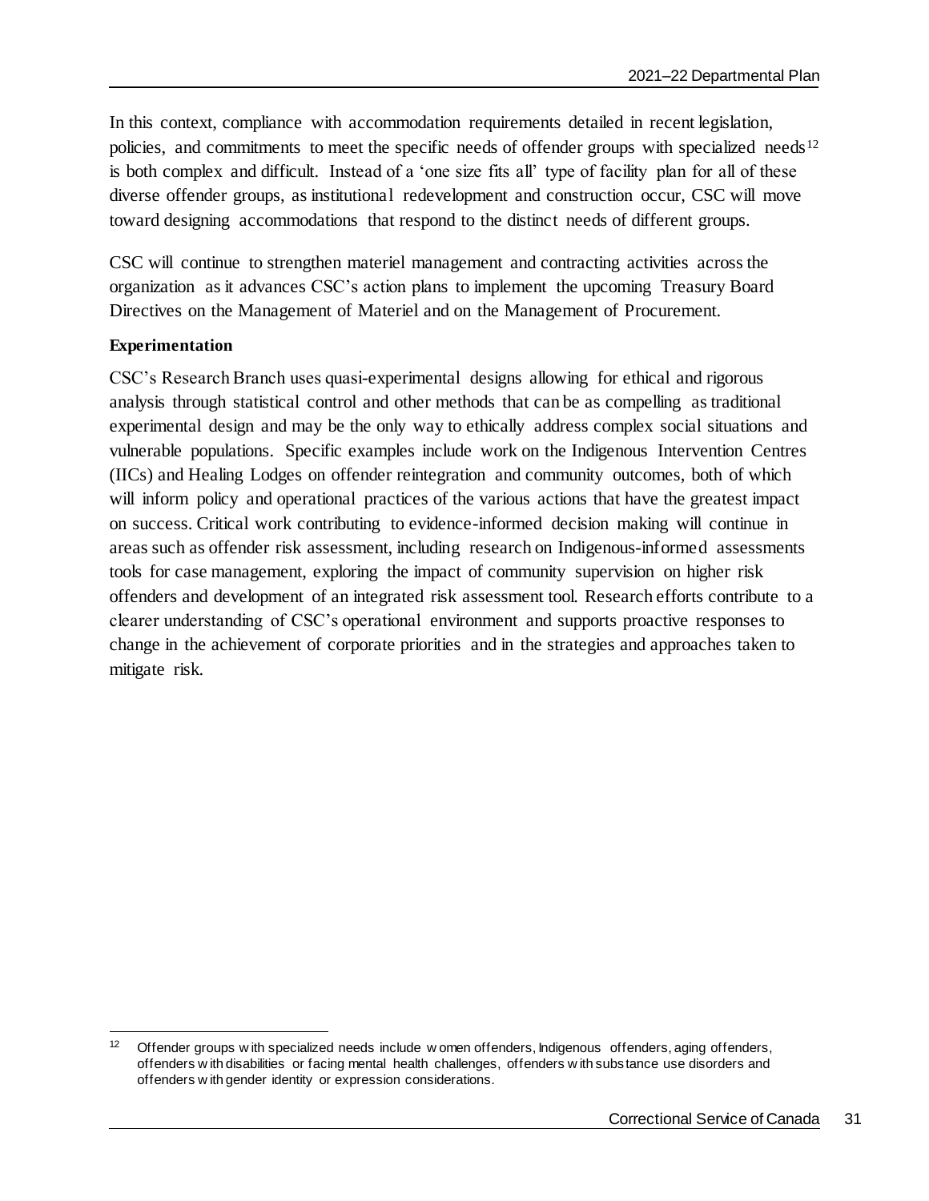In this context, compliance with accommodation requirements detailed in recent legislation, policies, and commitments to meet the specific needs of offender groups with specialized needs[12] is both complex and difficult. Instead of a 'one size fits all' type of facility plan for all of these diverse offender groups, as institutional redevelopment and construction occur, CSC will move toward designing accommodations that respond to the distinct needs of different groups.

CSC will continue to strengthen materiel management and contracting activities across the organization as it advances CSC's action plans to implement the upcoming Treasury Board Directives on the Management of Materiel and on the Management of Procurement.

**Experimentation**

CSC's Research Branch uses quasi-experimental designs allowing for ethical and rigorous analysis through statistical control and other methods that can be as compelling as traditional experimental design and may be the only way to ethically address complex social situations and vulnerable populations. Specific examples include work on the Indigenous Intervention Centres (IICs) and Healing Lodges on offender reintegration and community outcomes, both of which will inform policy and operational practices of the various actions that have the greatest impact on success. Critical work contributing to evidence-informed decision making will continue in areas such as offender risk assessment, including research on Indigenous-informed assessments tools for case management, exploring the impact of community supervision on higher risk offenders and development of an integrated risk assessment tool. Research efforts contribute to a clearer understanding of CSC's operational environment and supports proactive responses to change in the achievement of corporate priorities and in the strategies and approaches taken to mitigate risk.

---

[12] Offender groups with specialized needs include women offenders, Indigenous offenders, aging offenders, offenders with disabilities or facing mental health challenges, offenders with substance use disorders and offenders with gender identity or expression considerations.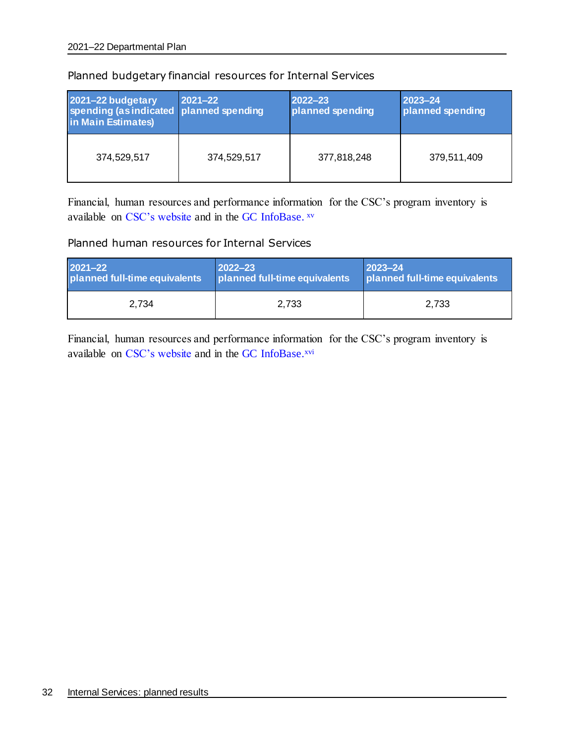### Planned budgetary financial resources for Internal Services

| 2021–22 budgetary spending (as indicated in Main Estimates) | 2021–22 planned spending | 2022–23 planned spending | 2023–24 planned spending |
|---|---|---|---|
| 374,529,517 | 374,529,517 | 377,818,248 | 379,511,409 |

Financial, human resources and performance information for the CSC's program inventory is available on CSC's website and in the GC InfoBase.[xv]

### Planned human resources for Internal Services

| 2021–22 planned full-time equivalents | 2022–23 planned full-time equivalents | 2023–24 planned full-time equivalents |
|---|---|---|
| 2,734 | 2,733 | 2,733 |

Financial, human resources and performance information for the CSC's program inventory is available on CSC's website and in the GC InfoBase.[xvi]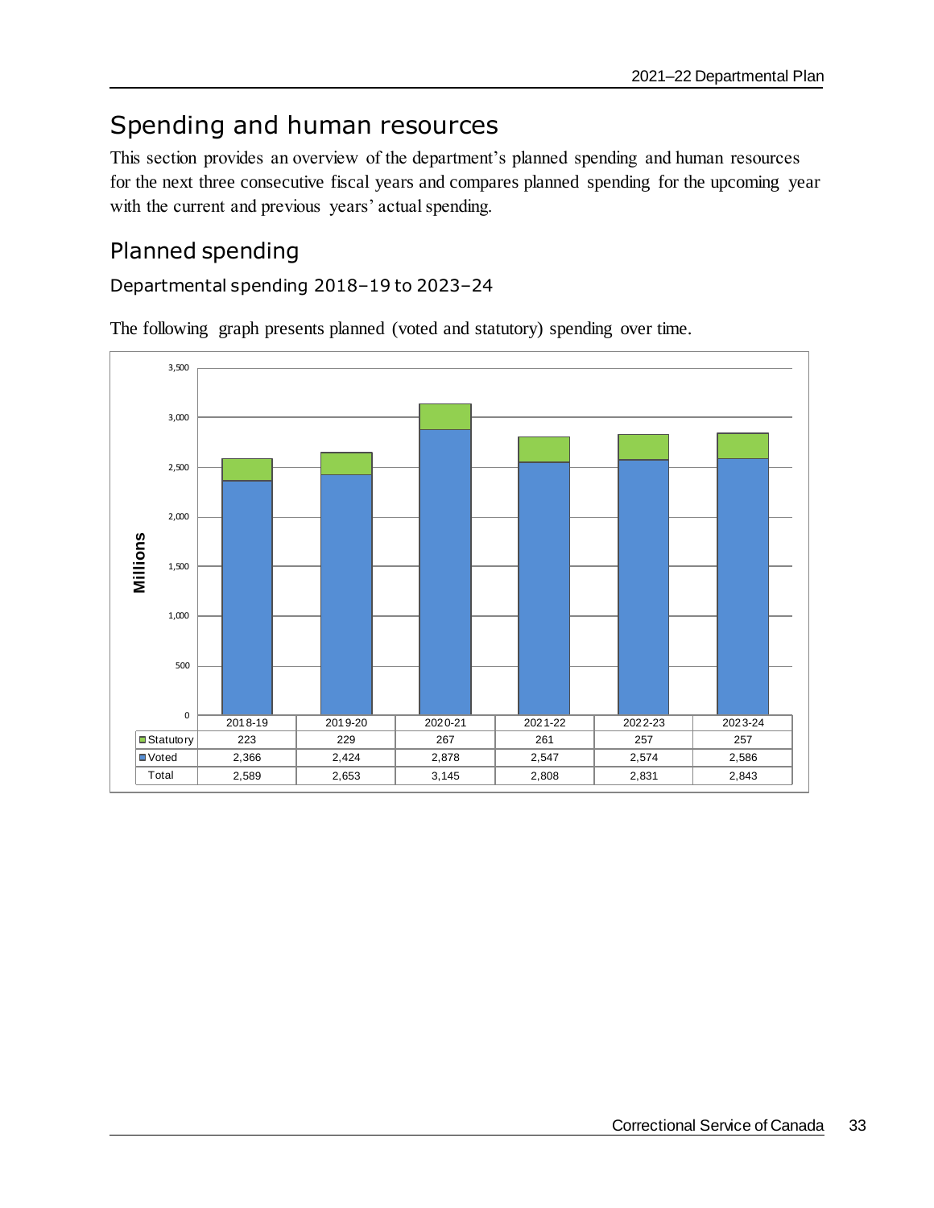# Spending and human resources

This section provides an overview of the department's planned spending and human resources for the next three consecutive fiscal years and compares planned spending for the upcoming year with the current and previous years' actual spending.

## Planned spending

### Departmental spending 2018–19 to 2023–24

The following graph presents planned (voted and statutory) spending over time.

| Millions | 2018-19 | 2019-20 | 2020-21 | 2021-22 | 2022-23 | 2023-24 |
|---|---|---|---|---|---|---|
| Statutory | 223 | 229 | 267 | 261 | 257 | 257 |
| Voted | 2,366 | 2,424 | 2,878 | 2,547 | 2,574 | 2,586 |
| Total | 2,589 | 2,653 | 3,145 | 2,808 | 2,831 | 2,843 |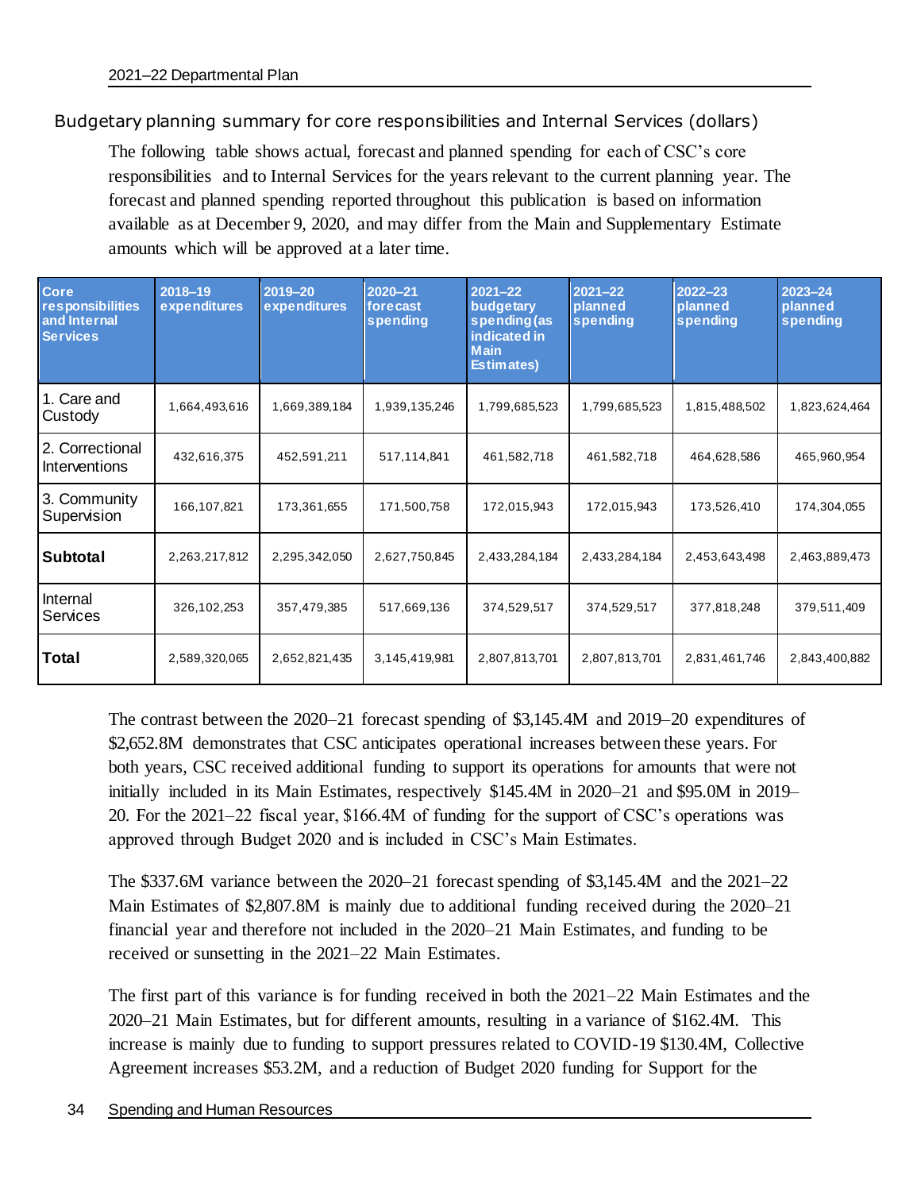## Budgetary planning summary for core responsibilities and Internal Services (dollars)

The following table shows actual, forecast and planned spending for each of CSC's core responsibilities and to Internal Services for the years relevant to the current planning year. The forecast and planned spending reported throughout this publication is based on information available as at December 9, 2020, and may differ from the Main and Supplementary Estimate amounts which will be approved at a later time.

| Core responsibilities and Internal Services | 2018–19 expenditures | 2019–20 expenditures | 2020–21 forecast spending | 2021–22 budgetary spending (as indicated in Main Estimates) | 2021–22 planned spending | 2022–23 planned spending | 2023–24 planned spending |
|---|---|---|---|---|---|---|---|
| 1. Care and Custody | 1,664,493,616 | 1,669,389,184 | 1,939,135,246 | 1,799,685,523 | 1,799,685,523 | 1,815,488,502 | 1,823,624,464 |
| 2. Correctional Interventions | 432,616,375 | 452,591,211 | 517,114,841 | 461,582,718 | 461,582,718 | 464,628,586 | 465,960,954 |
| 3. Community Supervision | 166,107,821 | 173,361,655 | 171,500,758 | 172,015,943 | 172,015,943 | 173,526,410 | 174,304,055 |
| **Subtotal** | 2,263,217,812 | 2,295,342,050 | 2,627,750,845 | 2,433,284,184 | 2,433,284,184 | 2,453,643,498 | 2,463,889,473 |
| Internal Services | 326,102,253 | 357,479,385 | 517,669,136 | 374,529,517 | 374,529,517 | 377,818,248 | 379,511,409 |
| **Total** | 2,589,320,065 | 2,652,821,435 | 3,145,419,981 | 2,807,813,701 | 2,807,813,701 | 2,831,461,746 | 2,843,400,882 |

The contrast between the 2020–21 forecast spending of $3,145.4M and 2019–20 expenditures of $2,652.8M demonstrates that CSC anticipates operational increases between these years. For both years, CSC received additional funding to support its operations for amounts that were not initially included in its Main Estimates, respectively $145.4M in 2020–21 and $95.0M in 2019–20. For the 2021–22 fiscal year, $166.4M of funding for the support of CSC's operations was approved through Budget 2020 and is included in CSC's Main Estimates.

The $337.6M variance between the 2020–21 forecast spending of $3,145.4M and the 2021–22 Main Estimates of $2,807.8M is mainly due to additional funding received during the 2020–21 financial year and therefore not included in the 2020–21 Main Estimates, and funding to be received or sunsetting in the 2021–22 Main Estimates.

The first part of this variance is for funding received in both the 2021–22 Main Estimates and the 2020–21 Main Estimates, but for different amounts, resulting in a variance of $162.4M. This increase is mainly due to funding to support pressures related to COVID-19 $130.4M, Collective Agreement increases $53.2M, and a reduction of Budget 2020 funding for Support for the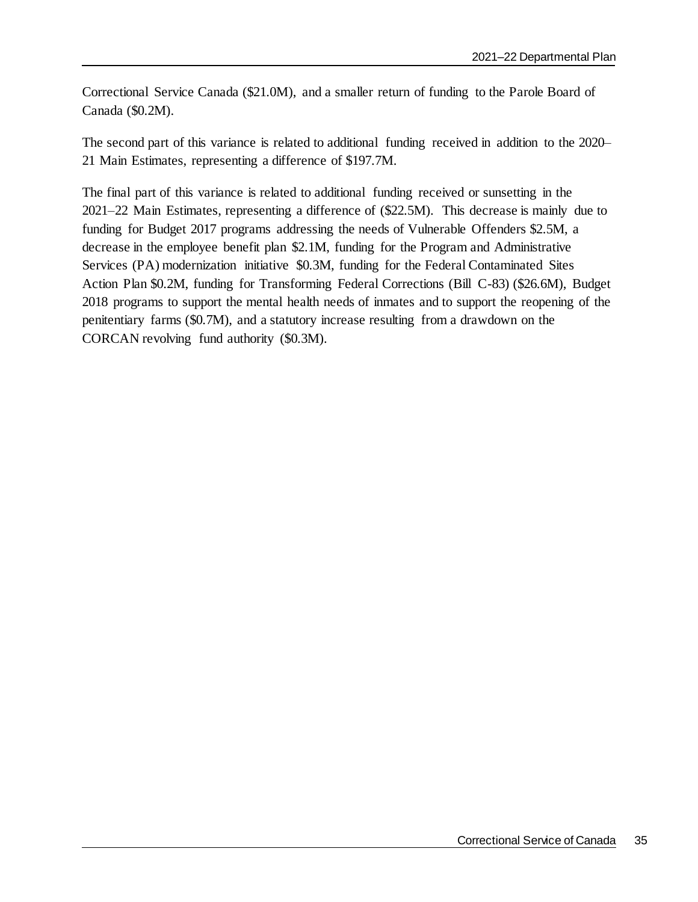Correctional Service Canada ($21.0M), and a smaller return of funding to the Parole Board of Canada ($0.2M).

The second part of this variance is related to additional funding received in addition to the 2020–21 Main Estimates, representing a difference of $197.7M.

The final part of this variance is related to additional funding received or sunsetting in the 2021–22 Main Estimates, representing a difference of ($22.5M). This decrease is mainly due to funding for Budget 2017 programs addressing the needs of Vulnerable Offenders $2.5M, a decrease in the employee benefit plan $2.1M, funding for the Program and Administrative Services (PA) modernization initiative $0.3M, funding for the Federal Contaminated Sites Action Plan $0.2M, funding for Transforming Federal Corrections (Bill C-83) ($26.6M), Budget 2018 programs to support the mental health needs of inmates and to support the reopening of the penitentiary farms ($0.7M), and a statutory increase resulting from a drawdown on the CORCAN revolving fund authority ($0.3M).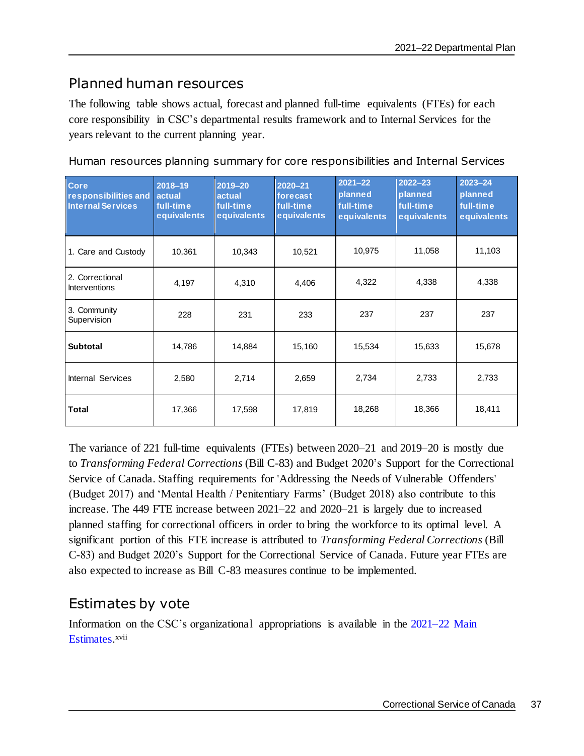## Planned human resources

The following table shows actual, forecast and planned full-time equivalents (FTEs) for each core responsibility in CSC's departmental results framework and to Internal Services for the years relevant to the current planning year.

Human resources planning summary for core responsibilities and Internal Services

| Core responsibilities and Internal Services | 2018–19 actual full-time equivalents | 2019–20 actual full-time equivalents | 2020–21 forecast full-time equivalents | 2021–22 planned full-time equivalents | 2022–23 planned full-time equivalents | 2023–24 planned full-time equivalents |
|---|---|---|---|---|---|---|
| 1. Care and Custody | 10,361 | 10,343 | 10,521 | 10,975 | 11,058 | 11,103 |
| 2. Correctional Interventions | 4,197 | 4,310 | 4,406 | 4,322 | 4,338 | 4,338 |
| 3. Community Supervision | 228 | 231 | 233 | 237 | 237 | 237 |
| **Subtotal** | 14,786 | 14,884 | 15,160 | 15,534 | 15,633 | 15,678 |
| Internal Services | 2,580 | 2,714 | 2,659 | 2,734 | 2,733 | 2,733 |
| **Total** | 17,366 | 17,598 | 17,819 | 18,268 | 18,366 | 18,411 |

The variance of 221 full-time equivalents (FTEs) between 2020–21 and 2019–20 is mostly due to *Transforming Federal Corrections* (Bill C-83) and Budget 2020's Support for the Correctional Service of Canada. Staffing requirements for 'Addressing the Needs of Vulnerable Offenders' (Budget 2017) and 'Mental Health / Penitentiary Farms' (Budget 2018) also contribute to this increase. The 449 FTE increase between 2021–22 and 2020–21 is largely due to increased planned staffing for correctional officers in order to bring the workforce to its optimal level. A significant portion of this FTE increase is attributed to *Transforming Federal Corrections* (Bill C-83) and Budget 2020's Support for the Correctional Service of Canada. Future year FTEs are also expected to increase as Bill C-83 measures continue to be implemented.

## Estimates by vote

Information on the CSC's organizational appropriations is available in the 2021–22 Main Estimates.[xvii]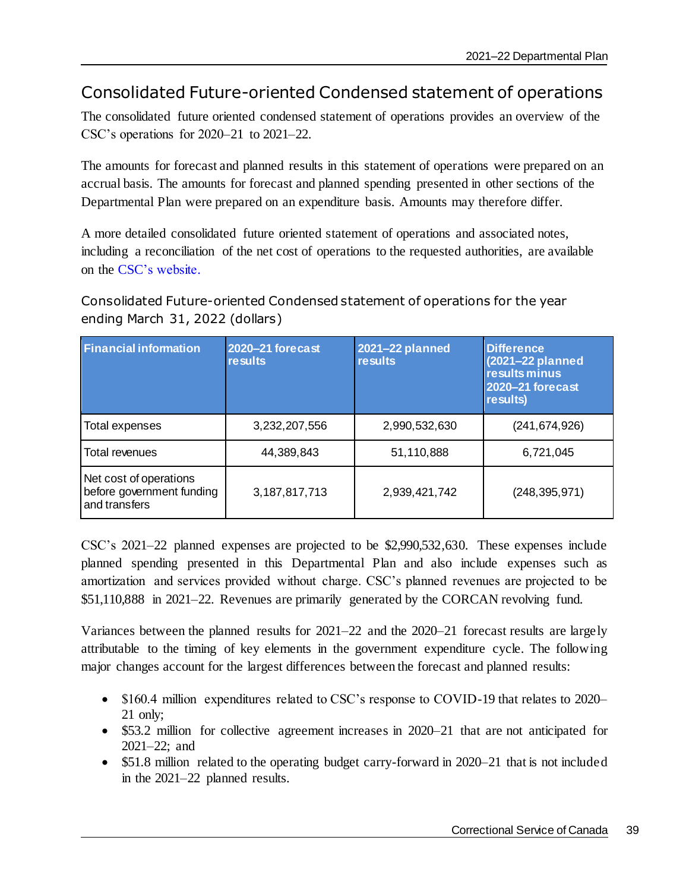## Consolidated Future-oriented Condensed statement of operations

The consolidated future oriented condensed statement of operations provides an overview of the CSC's operations for 2020–21 to 2021–22.

The amounts for forecast and planned results in this statement of operations were prepared on an accrual basis. The amounts for forecast and planned spending presented in other sections of the Departmental Plan were prepared on an expenditure basis. Amounts may therefore differ.

A more detailed consolidated future oriented statement of operations and associated notes, including a reconciliation of the net cost of operations to the requested authorities, are available on the CSC's website.

### Consolidated Future-oriented Condensed statement of operations for the year ending March 31, 2022 (dollars)

| Financial information | 2020–21 forecast results | 2021–22 planned results | Difference (2021–22 planned results minus 2020–21 forecast results) |
|---|---|---|---|
| Total expenses | 3,232,207,556 | 2,990,532,630 | (241,674,926) |
| Total revenues | 44,389,843 | 51,110,888 | 6,721,045 |
| Net cost of operations before government funding and transfers | 3,187,817,713 | 2,939,421,742 | (248,395,971) |

CSC's 2021–22 planned expenses are projected to be $2,990,532,630. These expenses include planned spending presented in this Departmental Plan and also include expenses such as amortization and services provided without charge. CSC's planned revenues are projected to be $51,110,888 in 2021–22. Revenues are primarily generated by the CORCAN revolving fund.

Variances between the planned results for 2021–22 and the 2020–21 forecast results are largely attributable to the timing of key elements in the government expenditure cycle. The following major changes account for the largest differences between the forecast and planned results:

- $160.4 million expenditures related to CSC's response to COVID-19 that relates to 2020–21 only;
- $53.2 million for collective agreement increases in 2020–21 that are not anticipated for 2021–22; and
- $51.8 million related to the operating budget carry-forward in 2020–21 that is not included in the 2021–22 planned results.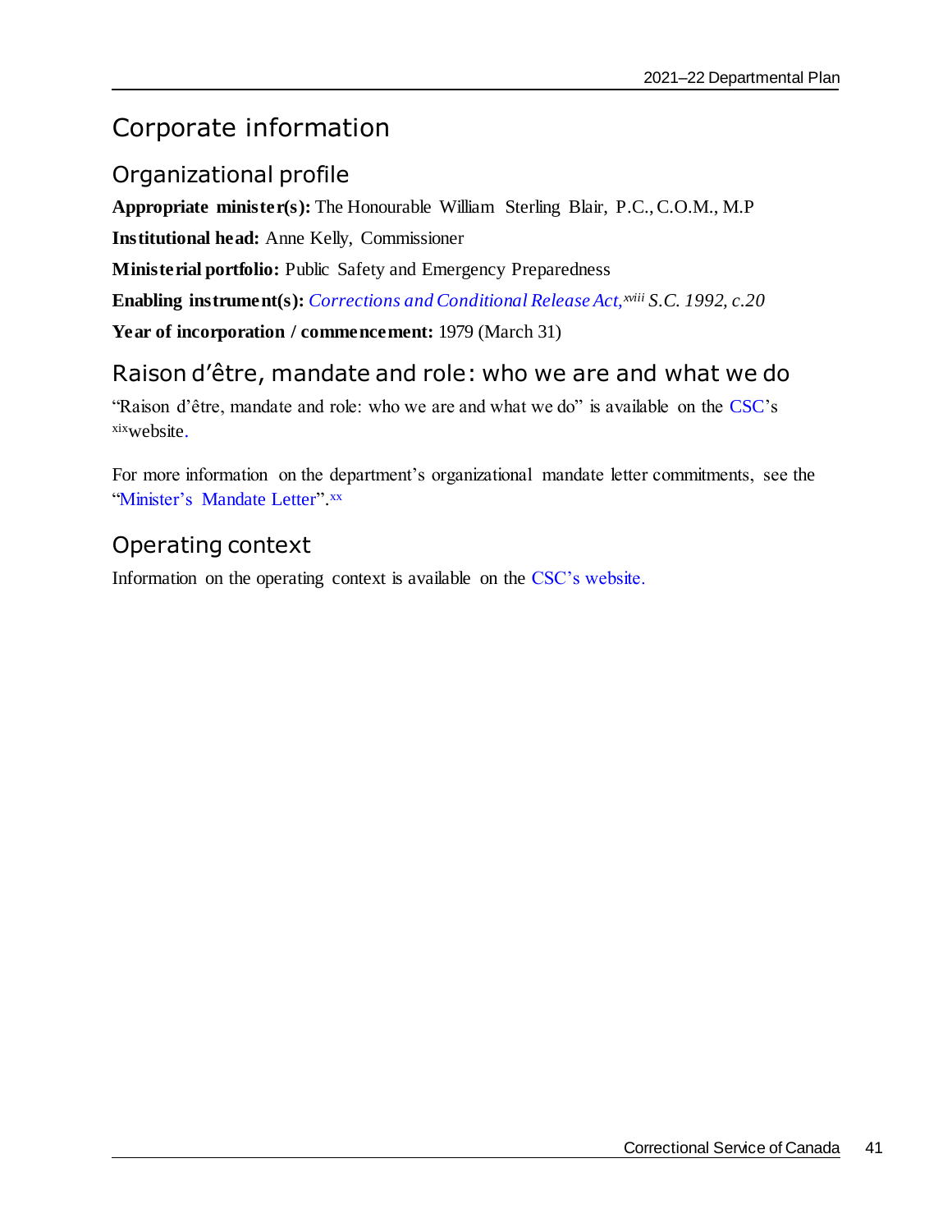# Corporate information

## Organizational profile

**Appropriate minister(s):** The Honourable William Sterling Blair, P.C., C.O.M., M.P

**Institutional head:** Anne Kelly, Commissioner

**Ministerial portfolio:** Public Safety and Emergency Preparedness

**Enabling instrument(s):** *Corrections and Conditional Release Act,*[xviii] *S.C. 1992, c.20*

**Year of incorporation / commencement:** 1979 (March 31)

## Raison d'être, mandate and role: who we are and what we do

"Raison d'être, mandate and role: who we are and what we do" is available on the CSC's [xix]website.

For more information on the department's organizational mandate letter commitments, see the "Minister's Mandate Letter".[xx]

## Operating context

Information on the operating context is available on the CSC's website.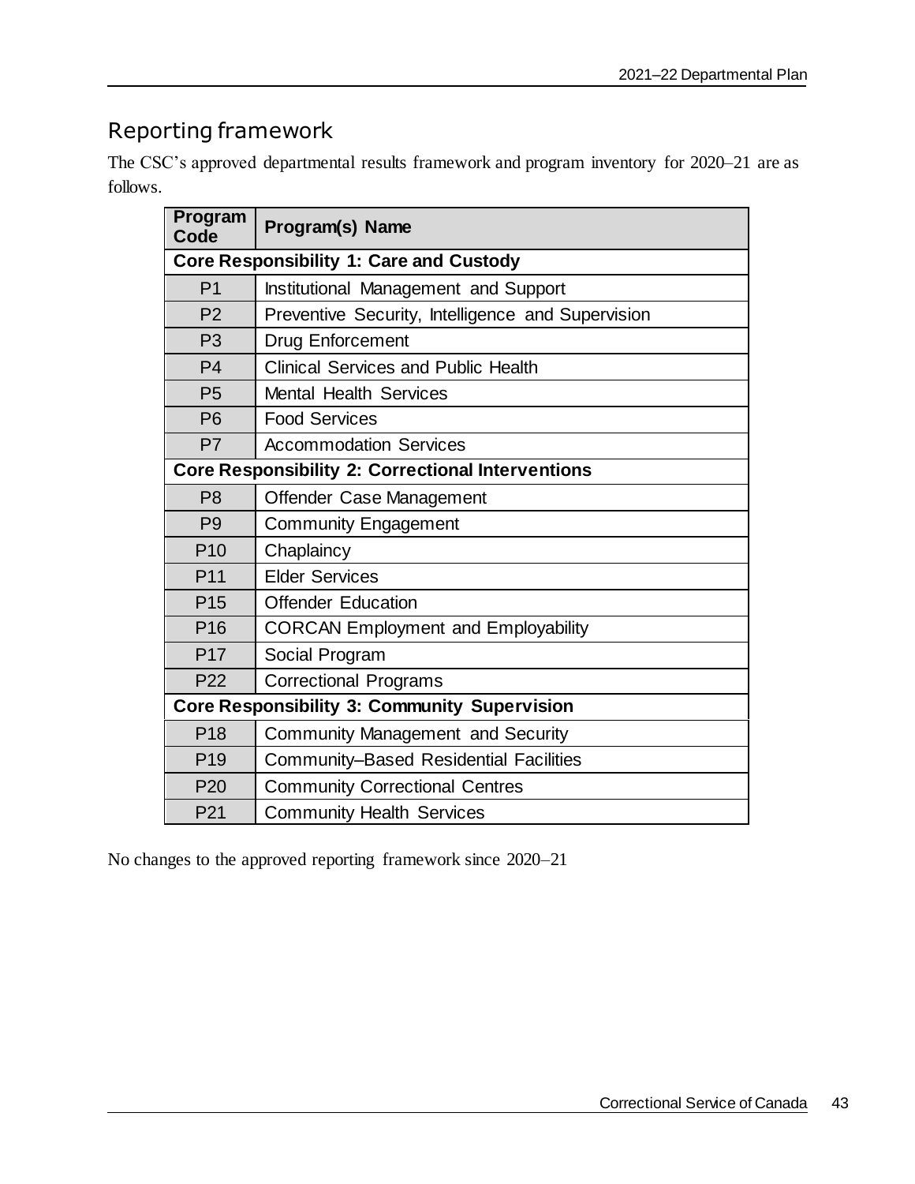## Reporting framework

The CSC's approved departmental results framework and program inventory for 2020–21 are as follows.

| Program Code | Program(s) Name |
|---|---|
| **Core Responsibility 1: Care and Custody** | |
| P1 | Institutional Management and Support |
| P2 | Preventive Security, Intelligence and Supervision |
| P3 | Drug Enforcement |
| P4 | Clinical Services and Public Health |
| P5 | Mental Health Services |
| P6 | Food Services |
| P7 | Accommodation Services |
| **Core Responsibility 2: Correctional Interventions** | |
| P8 | Offender Case Management |
| P9 | Community Engagement |
| P10 | Chaplaincy |
| P11 | Elder Services |
| P15 | Offender Education |
| P16 | CORCAN Employment and Employability |
| P17 | Social Program |
| P22 | Correctional Programs |
| **Core Responsibility 3: Community Supervision** | |
| P18 | Community Management and Security |
| P19 | Community–Based Residential Facilities |
| P20 | Community Correctional Centres |
| P21 | Community Health Services |

No changes to the approved reporting framework since 2020–21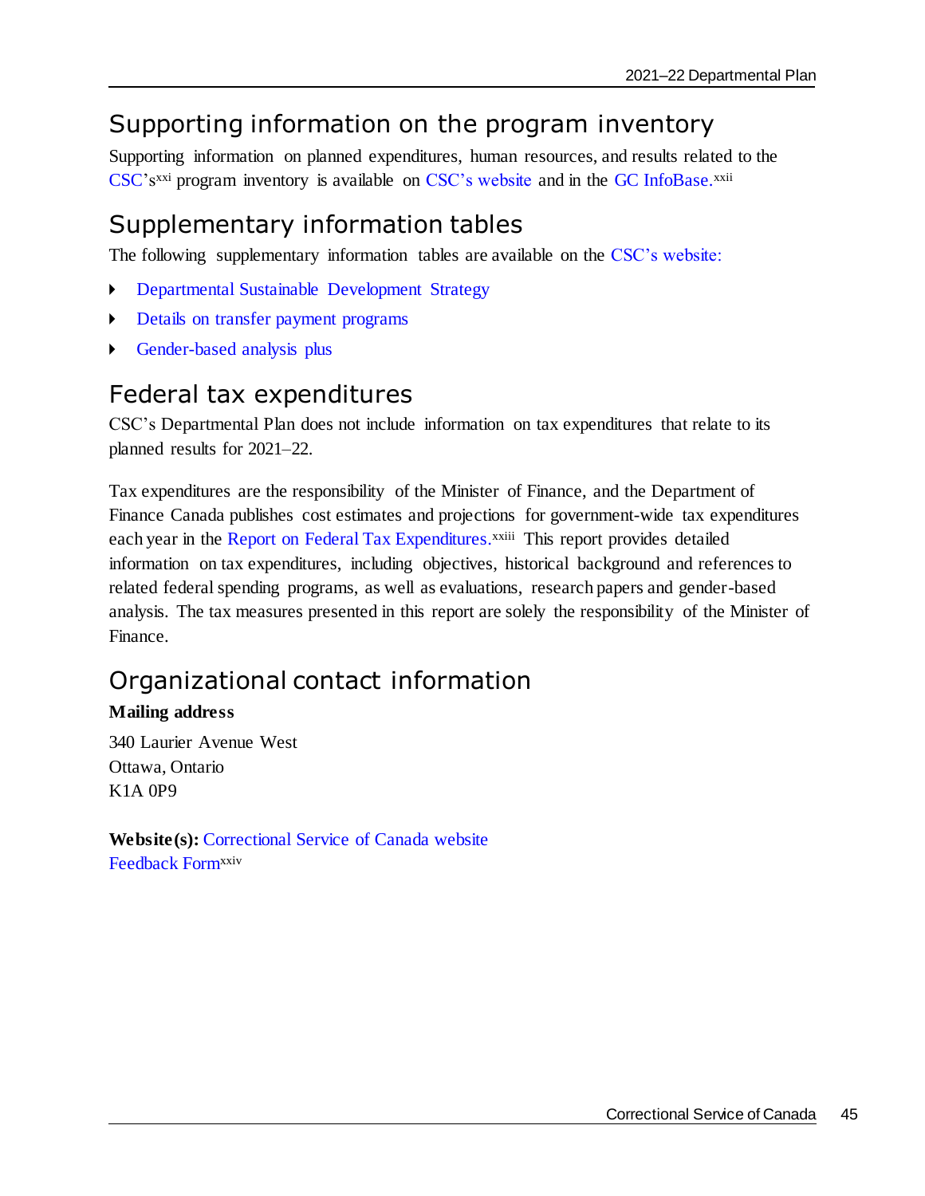## Supporting information on the program inventory

Supporting information on planned expenditures, human resources, and results related to the CSC's[xxi] program inventory is available on CSC's website and in the GC InfoBase.[xxii]

## Supplementary information tables

The following supplementary information tables are available on the CSC's website:

- Departmental Sustainable Development Strategy
- Details on transfer payment programs
- Gender-based analysis plus

## Federal tax expenditures

CSC's Departmental Plan does not include information on tax expenditures that relate to its planned results for 2021–22.

Tax expenditures are the responsibility of the Minister of Finance, and the Department of Finance Canada publishes cost estimates and projections for government-wide tax expenditures each year in the Report on Federal Tax Expenditures.[xxiii] This report provides detailed information on tax expenditures, including objectives, historical background and references to related federal spending programs, as well as evaluations, research papers and gender-based analysis. The tax measures presented in this report are solely the responsibility of the Minister of Finance.

## Organizational contact information

**Mailing address**

340 Laurier Avenue West
Ottawa, Ontario
K1A 0P9

**Website(s):** Correctional Service of Canada website
Feedback Form[xxiv]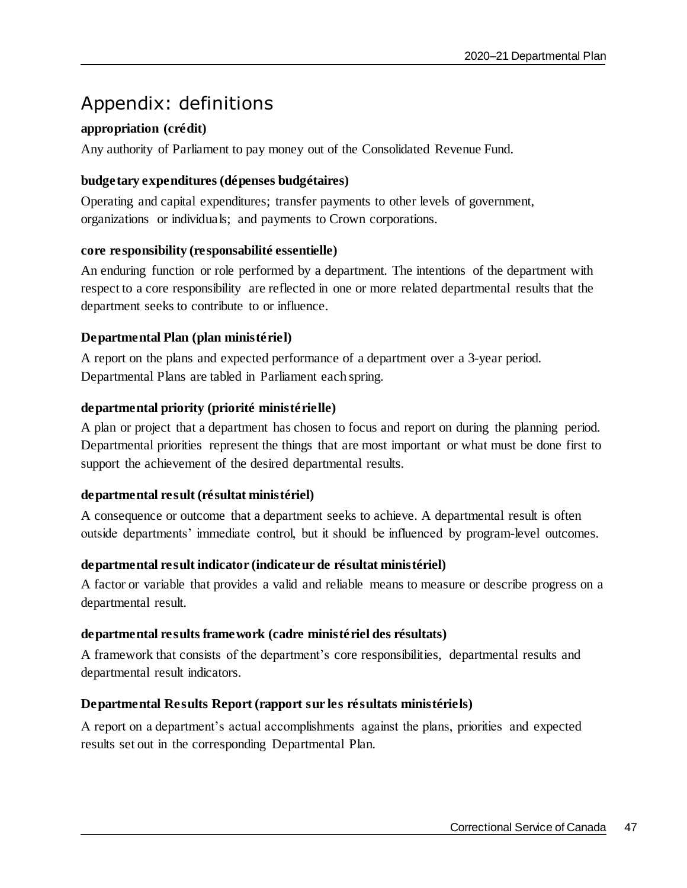# Appendix: definitions

**appropriation (crédit)**

Any authority of Parliament to pay money out of the Consolidated Revenue Fund.

**budgetary expenditures (dépenses budgétaires)**

Operating and capital expenditures; transfer payments to other levels of government, organizations or individuals; and payments to Crown corporations.

**core responsibility (responsabilité essentielle)**

An enduring function or role performed by a department. The intentions of the department with respect to a core responsibility are reflected in one or more related departmental results that the department seeks to contribute to or influence.

**Departmental Plan (plan ministériel)**

A report on the plans and expected performance of a department over a 3-year period. Departmental Plans are tabled in Parliament each spring.

**departmental priority (priorité ministérielle)**

A plan or project that a department has chosen to focus and report on during the planning period. Departmental priorities represent the things that are most important or what must be done first to support the achievement of the desired departmental results.

**departmental result (résultat ministériel)**

A consequence or outcome that a department seeks to achieve. A departmental result is often outside departments' immediate control, but it should be influenced by program-level outcomes.

**departmental result indicator (indicateur de résultat ministériel)**

A factor or variable that provides a valid and reliable means to measure or describe progress on a departmental result.

**departmental results framework (cadre ministériel des résultats)**

A framework that consists of the department's core responsibilities, departmental results and departmental result indicators.

**Departmental Results Report (rapport sur les résultats ministériels)**

A report on a department's actual accomplishments against the plans, priorities and expected results set out in the corresponding Departmental Plan.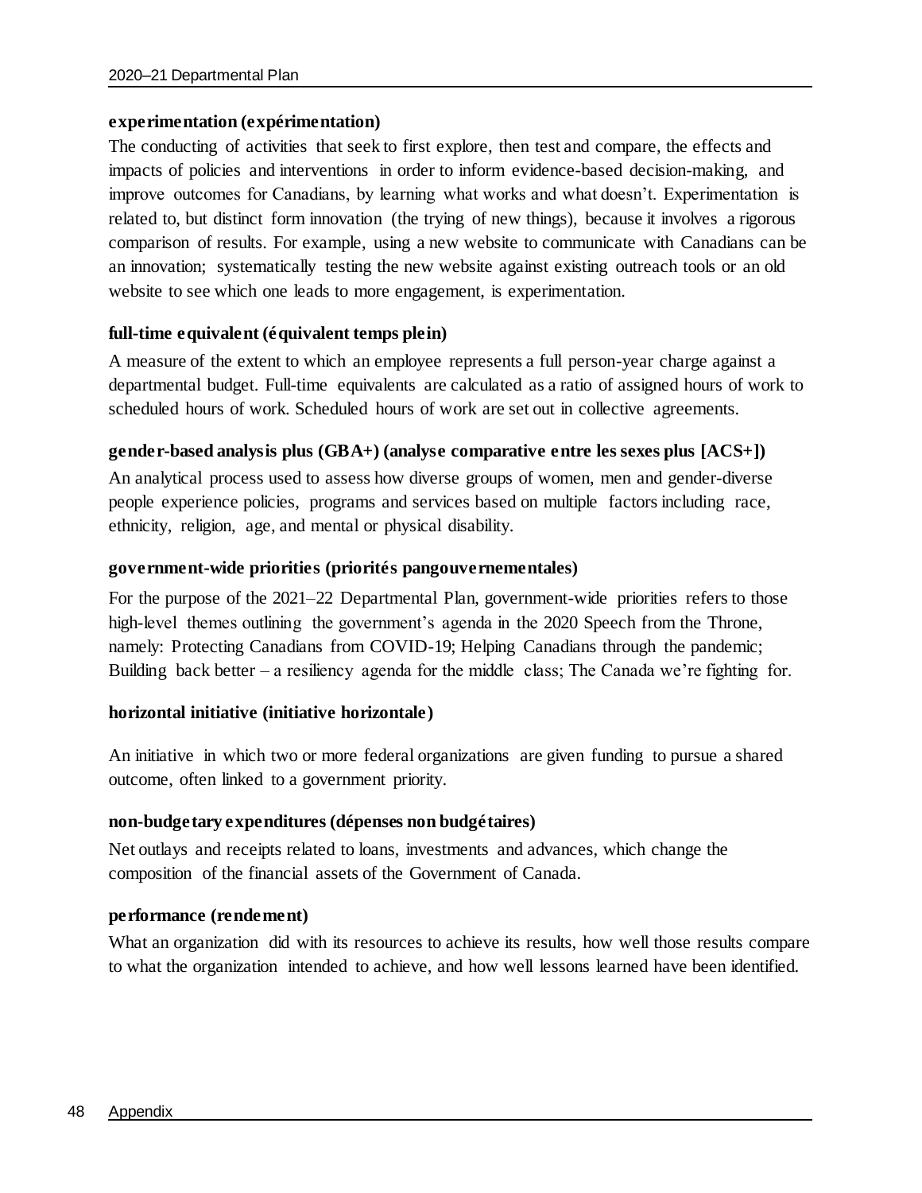**experimentation (expérimentation)**

The conducting of activities that seek to first explore, then test and compare, the effects and impacts of policies and interventions in order to inform evidence-based decision-making, and improve outcomes for Canadians, by learning what works and what doesn't. Experimentation is related to, but distinct form innovation (the trying of new things), because it involves a rigorous comparison of results. For example, using a new website to communicate with Canadians can be an innovation; systematically testing the new website against existing outreach tools or an old website to see which one leads to more engagement, is experimentation.

**full-time equivalent (équivalent temps plein)**

A measure of the extent to which an employee represents a full person-year charge against a departmental budget. Full-time equivalents are calculated as a ratio of assigned hours of work to scheduled hours of work. Scheduled hours of work are set out in collective agreements.

**gender-based analysis plus (GBA+) (analyse comparative entre les sexes plus [ACS+])**

An analytical process used to assess how diverse groups of women, men and gender-diverse people experience policies, programs and services based on multiple factors including race, ethnicity, religion, age, and mental or physical disability.

**government-wide priorities (priorités pangouvernementales)**

For the purpose of the 2021–22 Departmental Plan, government-wide priorities refers to those high-level themes outlining the government's agenda in the 2020 Speech from the Throne, namely: Protecting Canadians from COVID-19; Helping Canadians through the pandemic; Building back better – a resiliency agenda for the middle class; The Canada we're fighting for.

**horizontal initiative (initiative horizontale)**

An initiative in which two or more federal organizations are given funding to pursue a shared outcome, often linked to a government priority.

**non-budgetary expenditures (dépenses non budgétaires)**

Net outlays and receipts related to loans, investments and advances, which change the composition of the financial assets of the Government of Canada.

**performance (rendement)**

What an organization did with its resources to achieve its results, how well those results compare to what the organization intended to achieve, and how well lessons learned have been identified.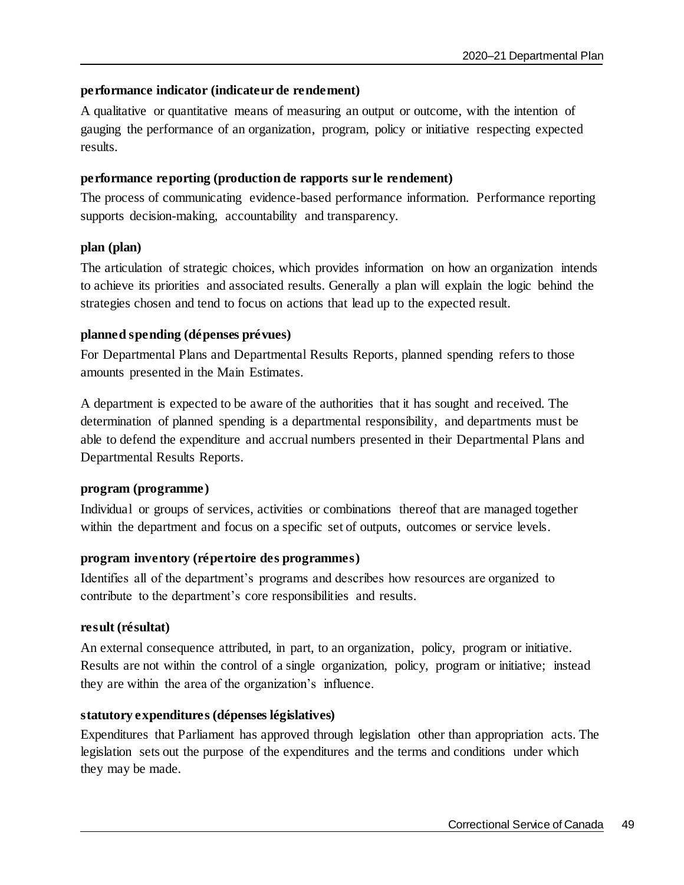**performance indicator (indicateur de rendement)**

A qualitative or quantitative means of measuring an output or outcome, with the intention of gauging the performance of an organization, program, policy or initiative respecting expected results.

**performance reporting (production de rapports sur le rendement)**

The process of communicating evidence-based performance information. Performance reporting supports decision-making, accountability and transparency.

**plan (plan)**

The articulation of strategic choices, which provides information on how an organization intends to achieve its priorities and associated results. Generally a plan will explain the logic behind the strategies chosen and tend to focus on actions that lead up to the expected result.

**planned spending (dépenses prévues)**

For Departmental Plans and Departmental Results Reports, planned spending refers to those amounts presented in the Main Estimates.

A department is expected to be aware of the authorities that it has sought and received. The determination of planned spending is a departmental responsibility, and departments must be able to defend the expenditure and accrual numbers presented in their Departmental Plans and Departmental Results Reports.

**program (programme)**

Individual or groups of services, activities or combinations thereof that are managed together within the department and focus on a specific set of outputs, outcomes or service levels.

**program inventory (répertoire des programmes)**

Identifies all of the department's programs and describes how resources are organized to contribute to the department's core responsibilities and results.

**result (résultat)**

An external consequence attributed, in part, to an organization, policy, program or initiative. Results are not within the control of a single organization, policy, program or initiative; instead they are within the area of the organization's influence.

**statutory expenditures (dépenses législatives)**

Expenditures that Parliament has approved through legislation other than appropriation acts. The legislation sets out the purpose of the expenditures and the terms and conditions under which they may be made.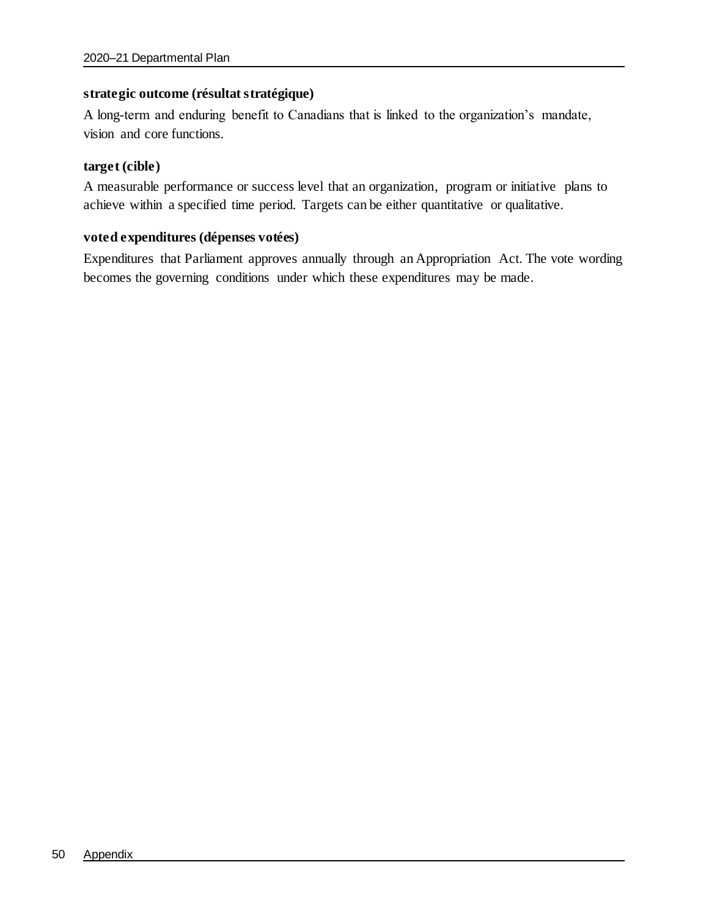**strategic outcome (résultat stratégique)**

A long-term and enduring benefit to Canadians that is linked to the organization's mandate, vision and core functions.

**target (cible)**

A measurable performance or success level that an organization, program or initiative plans to achieve within a specified time period. Targets can be either quantitative or qualitative.

**voted expenditures (dépenses votées)**

Expenditures that Parliament approves annually through an Appropriation Act. The vote wording becomes the governing conditions under which these expenditures may be made.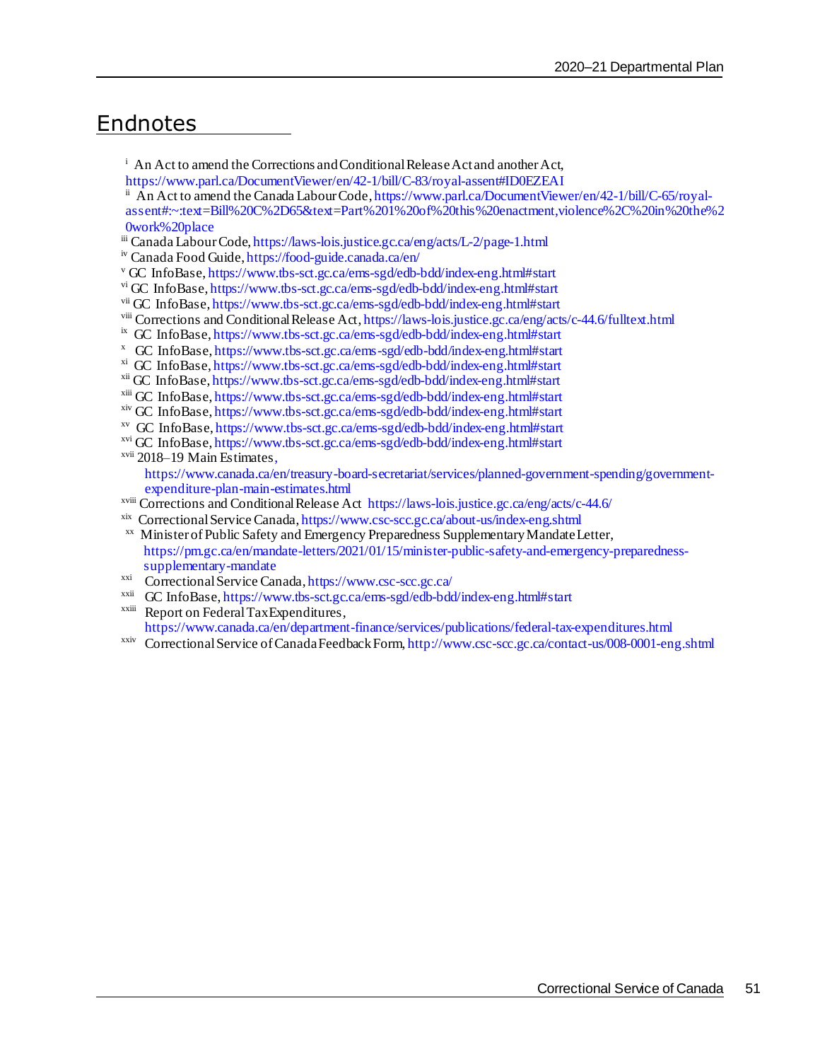# Endnotes

[i] An Act to amend the Corrections and Conditional Release Act and another Act, https://www.parl.ca/DocumentViewer/en/42-1/bill/C-83/royal-assent#ID0EZEAI

[ii] An Act to amend the Canada Labour Code, https://www.parl.ca/DocumentViewer/en/42-1/bill/C-65/royal-assent#:~:text=Bill%20C%2D65&text=Part%201%20of%20this%20enactment,violence%2C%20in%20the%20work%20place

[iii] Canada Labour Code, https://laws-lois.justice.gc.ca/eng/acts/L-2/page-1.html

[iv] Canada Food Guide, https://food-guide.canada.ca/en/

[v] GC InfoBase, https://www.tbs-sct.gc.ca/ems-sgd/edb-bdd/index-eng.html#start

[vi] GC InfoBase, https://www.tbs-sct.gc.ca/ems-sgd/edb-bdd/index-eng.html#start

[vii] GC InfoBase, https://www.tbs-sct.gc.ca/ems-sgd/edb-bdd/index-eng.html#start

[viii] Corrections and Conditional Release Act, https://laws-lois.justice.gc.ca/eng/acts/c-44.6/fulltext.html

[ix] GC InfoBase, https://www.tbs-sct.gc.ca/ems-sgd/edb-bdd/index-eng.html#start

[x] GC InfoBase, https://www.tbs-sct.gc.ca/ems-sgd/edb-bdd/index-eng.html#start

[xi] GC InfoBase, https://www.tbs-sct.gc.ca/ems-sgd/edb-bdd/index-eng.html#start

[xii] GC InfoBase, https://www.tbs-sct.gc.ca/ems-sgd/edb-bdd/index-eng.html#start

[xiii] GC InfoBase, https://www.tbs-sct.gc.ca/ems-sgd/edb-bdd/index-eng.html#start

[xiv] GC InfoBase, https://www.tbs-sct.gc.ca/ems-sgd/edb-bdd/index-eng.html#start

[xv] GC InfoBase, https://www.tbs-sct.gc.ca/ems-sgd/edb-bdd/index-eng.html#start

[xvi] GC InfoBase, https://www.tbs-sct.gc.ca/ems-sgd/edb-bdd/index-eng.html#start

[xvii] 2018–19 Main Estimates, https://www.canada.ca/en/treasury-board-secretariat/services/planned-government-spending/government-expenditure-plan-main-estimates.html

[xviii] Corrections and Conditional Release Act https://laws-lois.justice.gc.ca/eng/acts/c-44.6/

[xix] Correctional Service Canada, https://www.csc-scc.gc.ca/about-us/index-eng.shtml

[xx] Minister of Public Safety and Emergency Preparedness Supplementary Mandate Letter, https://pm.gc.ca/en/mandate-letters/2021/01/15/minister-public-safety-and-emergency-preparedness-supplementary-mandate

[xxi] Correctional Service Canada, https://www.csc-scc.gc.ca/

[xxii] GC InfoBase, https://www.tbs-sct.gc.ca/ems-sgd/edb-bdd/index-eng.html#start

[xxiii] Report on Federal Tax Expenditures, https://www.canada.ca/en/department-finance/services/publications/federal-tax-expenditures.html

[xxiv] Correctional Service of Canada Feedback Form, http://www.csc-scc.gc.ca/contact-us/008-0001-eng.shtml